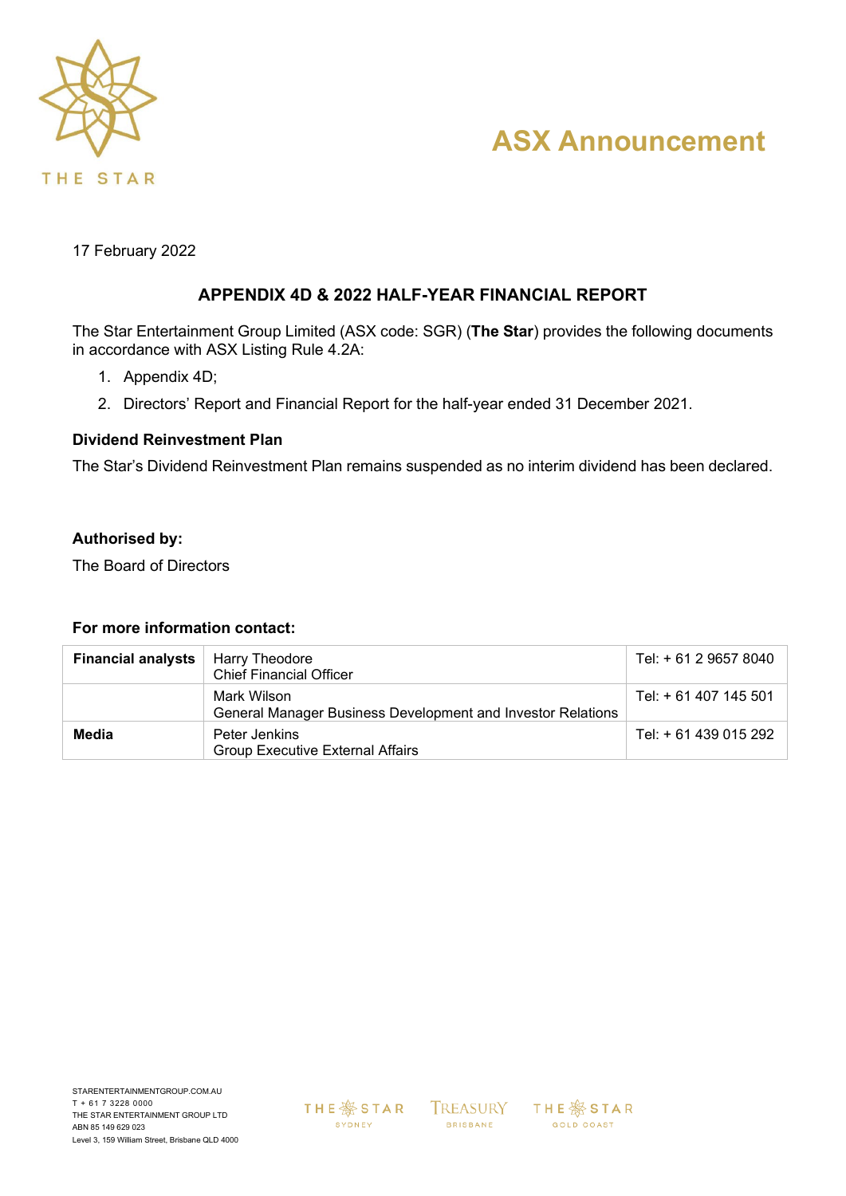# ASX Announcement

17 February 2022

## APPENDIX 4D & 2022 HALF-YEAR FINANCIAL REPORT

The Star Entertainment Group Limited (ASX code: SGR) (**The Star**) provides the following documents in accordance with ASX Listing Rule 4.2A:

1. Appendix 4D;
2. Directors' Report and Financial Report for the half-year ended 31 December 2021.

### Dividend Reinvestment Plan

The Star's Dividend Reinvestment Plan remains suspended as no interim dividend has been declared.

### Authorised by:

The Board of Directors

### For more information contact:

| | | |
|---|---|---|
| **Financial analysts** | Harry Theodore<br>Chief Financial Officer | Tel: + 61 2 9657 8040 |
| | Mark Wilson<br>General Manager Business Development and Investor Relations | Tel: + 61 407 145 501 |
| **Media** | Peter Jenkins<br>Group Executive External Affairs | Tel: + 61 439 015 292 |

STARENTERTAINMENTGROUP.COM.AU
T + 61 7 3228 0000
THE STAR ENTERTAINMENT GROUP LTD
ABN 85 149 629 023
Level 3, 159 William Street, Brisbane QLD 4000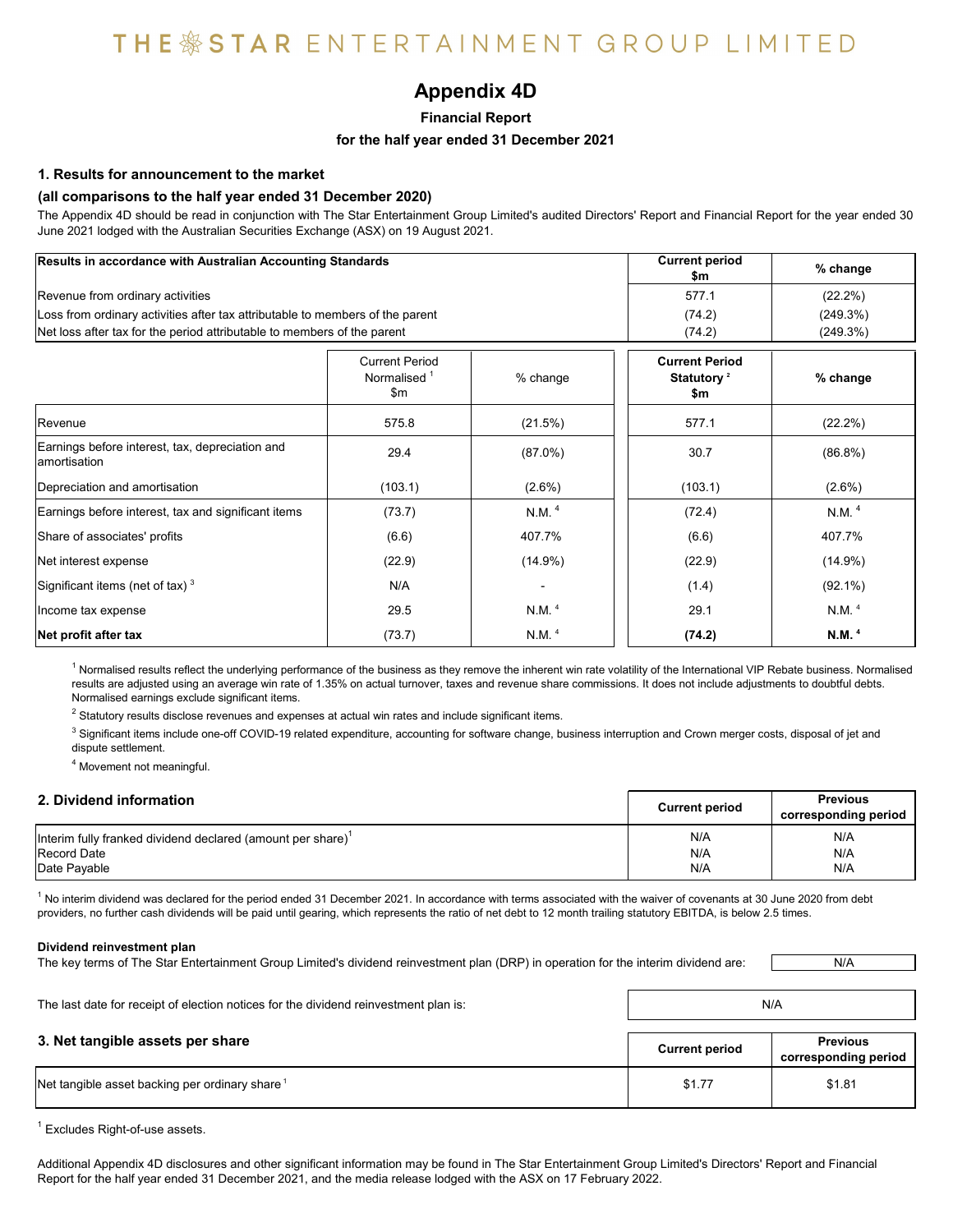# THE STAR ENTERTAINMENT GROUP LIMITED

# Appendix 4D

**Financial Report**

**for the half year ended 31 December 2021**

### 1. Results for announcement to the market

### (all comparisons to the half year ended 31 December 2020)

The Appendix 4D should be read in conjunction with The Star Entertainment Group Limited's audited Directors' Report and Financial Report for the year ended 30 June 2021 lodged with the Australian Securities Exchange (ASX) on 19 August 2021.

| Results in accordance with Australian Accounting Standards | Current period $m | % change |
|---|---|---|
| Revenue from ordinary activities | 577.1 | (22.2%) |
| Loss from ordinary activities after tax attributable to members of the parent | (74.2) | (249.3%) |
| Net loss after tax for the period attributable to members of the parent | (74.2) | (249.3%) |

| | Current Period Normalised [1] $m | % change | Current Period Statutory [2] $m | % change |
|---|---|---|---|---|
| Revenue | 575.8 | (21.5%) | 577.1 | (22.2%) |
| Earnings before interest, tax, depreciation and amortisation | 29.4 | (87.0%) | 30.7 | (86.8%) |
| Depreciation and amortisation | (103.1) | (2.6%) | (103.1) | (2.6%) |
| Earnings before interest, tax and significant items | (73.7) | N.M. [4] | (72.4) | N.M. [4] |
| Share of associates' profits | (6.6) | 407.7% | (6.6) | 407.7% |
| Net interest expense | (22.9) | (14.9%) | (22.9) | (14.9%) |
| Significant items (net of tax) [3] | N/A | - | (1.4) | (92.1%) |
| Income tax expense | 29.5 | N.M. [4] | 29.1 | N.M. [4] |
| **Net profit after tax** | (73.7) | N.M. [4] | **(74.2)** | **N.M. [4]** |

[1] Normalised results reflect the underlying performance of the business as they remove the inherent win rate volatility of the International VIP Rebate business. Normalised results are adjusted using an average win rate of 1.35% on actual turnover, taxes and revenue share commissions. It does not include adjustments to doubtful debts. Normalised earnings exclude significant items.

[2] Statutory results disclose revenues and expenses at actual win rates and include significant items.

[3] Significant items include one-off COVID-19 related expenditure, accounting for software change, business interruption and Crown merger costs, disposal of jet and dispute settlement.

[4] Movement not meaningful.

### 2. Dividend information

| | Current period | Previous corresponding period |
|---|---|---|
| Interim fully franked dividend declared (amount per share)[1] | N/A | N/A |
| Record Date | N/A | N/A |
| Date Payable | N/A | N/A |

[1] No interim dividend was declared for the period ended 31 December 2021. In accordance with terms associated with the waiver of covenants at 30 June 2020 from debt providers, no further cash dividends will be paid until gearing, which represents the ratio of net debt to 12 month trailing statutory EBITDA, is below 2.5 times.

**Dividend reinvestment plan**

The key terms of The Star Entertainment Group Limited's dividend reinvestment plan (DRP) in operation for the interim dividend are: N/A

The last date for receipt of election notices for the dividend reinvestment plan is: N/A

### 3. Net tangible assets per share

| | Current period | Previous corresponding period |
|---|---|---|
| Net tangible asset backing per ordinary share [1] | $1.77 | $1.81 |

[1] Excludes Right-of-use assets.

Additional Appendix 4D disclosures and other significant information may be found in The Star Entertainment Group Limited's Directors' Report and Financial Report for the half year ended 31 December 2021, and the media release lodged with the ASX on 17 February 2022.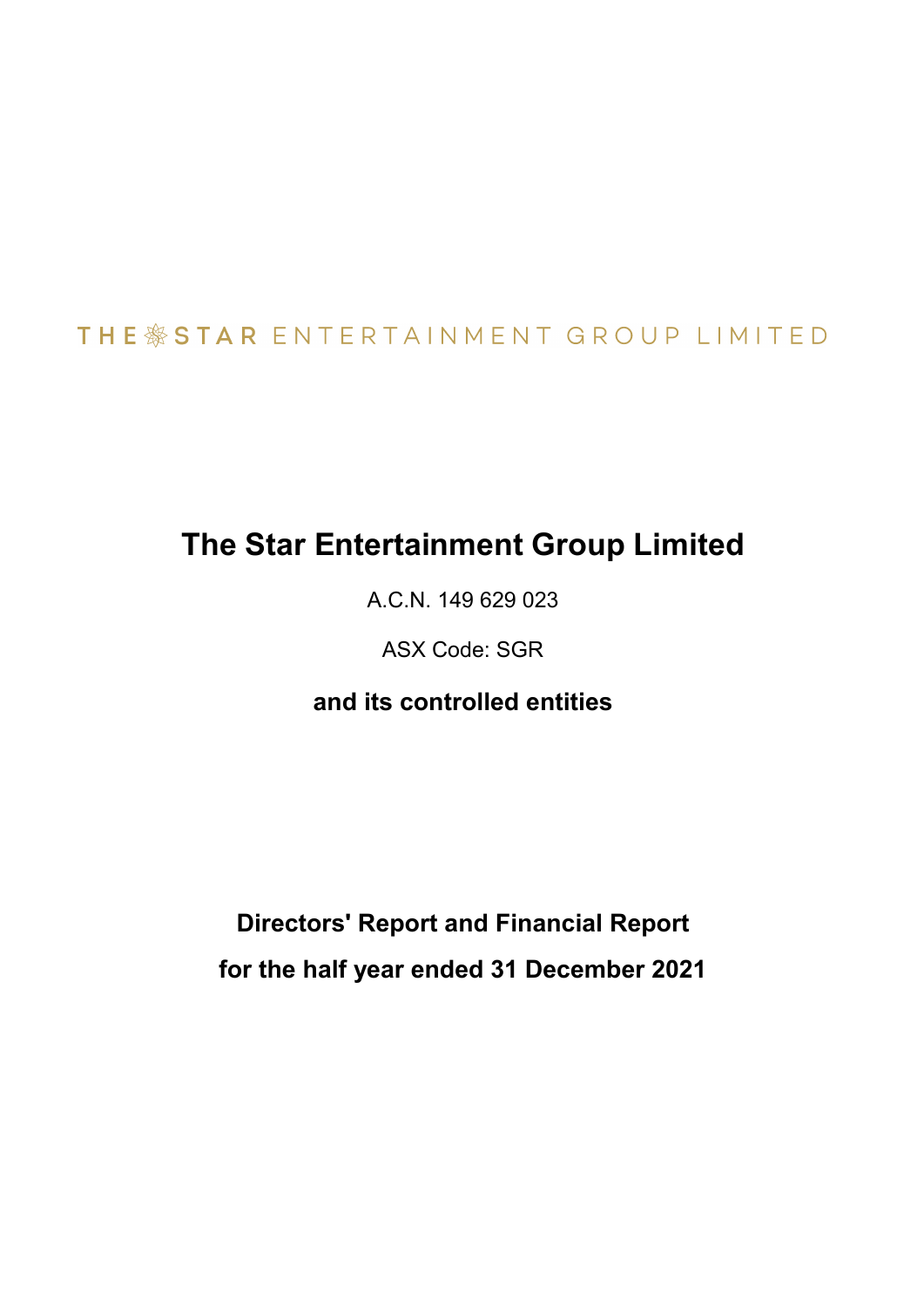THE STAR ENTERTAINMENT GROUP LIMITED

# The Star Entertainment Group Limited

A.C.N. 149 629 023

ASX Code: SGR

**and its controlled entities**

**Directors' Report and Financial Report**

**for the half year ended 31 December 2021**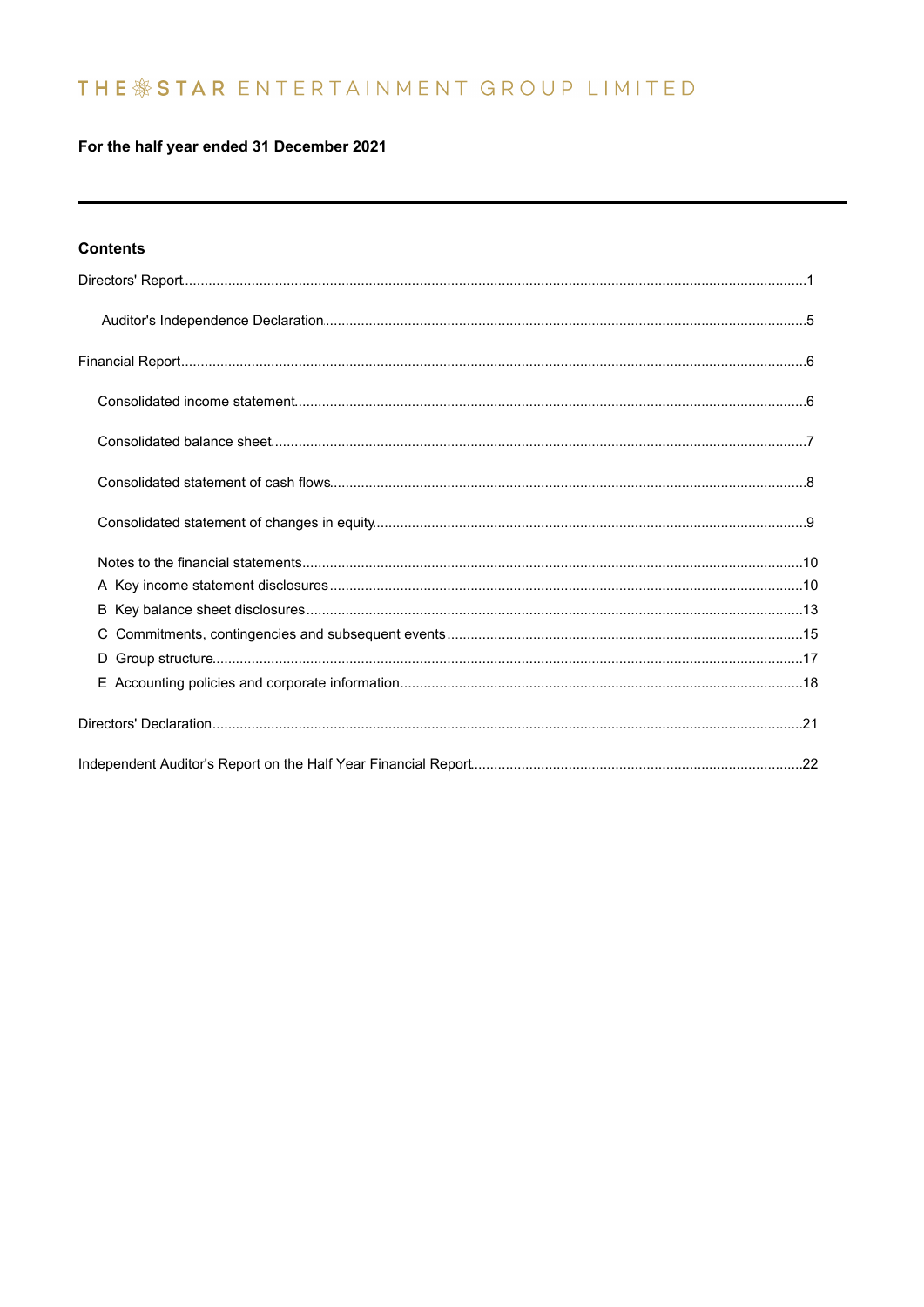# THE STAR ENTERTAINMENT GROUP LIMITED

**For the half year ended 31 December 2021**

---

## Contents

Directors' Report ........ 1

- Auditor's Independence Declaration ........ 5

Financial Report ........ 6

- Consolidated income statement ........ 6
- Consolidated balance sheet ........ 7
- Consolidated statement of cash flows ........ 8
- Consolidated statement of changes in equity ........ 9
- Notes to the financial statements ........ 10
  - A Key income statement disclosures ........ 10
  - B Key balance sheet disclosures ........ 13
  - C Commitments, contingencies and subsequent events ........ 15
  - D Group structure ........ 17
  - E Accounting policies and corporate information ........ 18

Directors' Declaration ........ 21

Independent Auditor's Report on the Half Year Financial Report ........ 22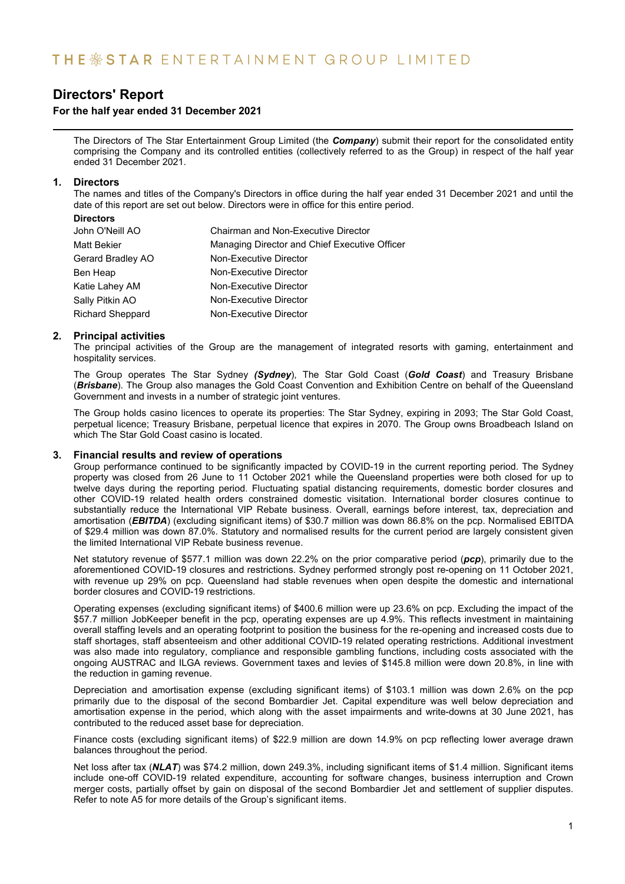# Directors' Report

## For the half year ended 31 December 2021

The Directors of The Star Entertainment Group Limited (the ***Company***) submit their report for the consolidated entity comprising the Company and its controlled entities (collectively referred to as the Group) in respect of the half year ended 31 December 2021.

### 1. Directors

The names and titles of the Company's Directors in office during the half year ended 31 December 2021 and until the date of this report are set out below. Directors were in office for this entire period.

| **Directors** | |
|---|---|
| John O'Neill AO | Chairman and Non-Executive Director |
| Matt Bekier | Managing Director and Chief Executive Officer |
| Gerard Bradley AO | Non-Executive Director |
| Ben Heap | Non-Executive Director |
| Katie Lahey AM | Non-Executive Director |
| Sally Pitkin AO | Non-Executive Director |
| Richard Sheppard | Non-Executive Director |

### 2. Principal activities

The principal activities of the Group are the management of integrated resorts with gaming, entertainment and hospitality services.

The Group operates The Star Sydney ***(Sydney)***, The Star Gold Coast (***Gold Coast***) and Treasury Brisbane (***Brisbane***). The Group also manages the Gold Coast Convention and Exhibition Centre on behalf of the Queensland Government and invests in a number of strategic joint ventures.

The Group holds casino licences to operate its properties: The Star Sydney, expiring in 2093; The Star Gold Coast, perpetual licence; Treasury Brisbane, perpetual licence that expires in 2070. The Group owns Broadbeach Island on which The Star Gold Coast casino is located.

### 3. Financial results and review of operations

Group performance continued to be significantly impacted by COVID-19 in the current reporting period. The Sydney property was closed from 26 June to 11 October 2021 while the Queensland properties were both closed for up to twelve days during the reporting period. Fluctuating spatial distancing requirements, domestic border closures and other COVID-19 related health orders constrained domestic visitation. International border closures continue to substantially reduce the International VIP Rebate business. Overall, earnings before interest, tax, depreciation and amortisation (***EBITDA***) (excluding significant items) of $30.7 million was down 86.8% on the pcp. Normalised EBITDA of $29.4 million was down 87.0%. Statutory and normalised results for the current period are largely consistent given the limited International VIP Rebate business revenue.

Net statutory revenue of $577.1 million was down 22.2% on the prior comparative period (***pcp***), primarily due to the aforementioned COVID-19 closures and restrictions. Sydney performed strongly post re-opening on 11 October 2021, with revenue up 29% on pcp. Queensland had stable revenues when open despite the domestic and international border closures and COVID-19 restrictions.

Operating expenses (excluding significant items) of $400.6 million were up 23.6% on pcp. Excluding the impact of the $57.7 million JobKeeper benefit in the pcp, operating expenses are up 4.9%. This reflects investment in maintaining overall staffing levels and an operating footprint to position the business for the re-opening and increased costs due to staff shortages, staff absenteeism and other additional COVID-19 related operating restrictions. Additional investment was also made into regulatory, compliance and responsible gambling functions, including costs associated with the ongoing AUSTRAC and ILGA reviews. Government taxes and levies of $145.8 million were down 20.8%, in line with the reduction in gaming revenue.

Depreciation and amortisation expense (excluding significant items) of $103.1 million was down 2.6% on the pcp primarily due to the disposal of the second Bombardier Jet. Capital expenditure was well below depreciation and amortisation expense in the period, which along with the asset impairments and write-downs at 30 June 2021, has contributed to the reduced asset base for depreciation.

Finance costs (excluding significant items) of $22.9 million are down 14.9% on pcp reflecting lower average drawn balances throughout the period.

Net loss after tax (***NLAT***) was $74.2 million, down 249.3%, including significant items of $1.4 million. Significant items include one-off COVID-19 related expenditure, accounting for software changes, business interruption and Crown merger costs, partially offset by gain on disposal of the second Bombardier Jet and settlement of supplier disputes. Refer to note A5 for more details of the Group's significant items.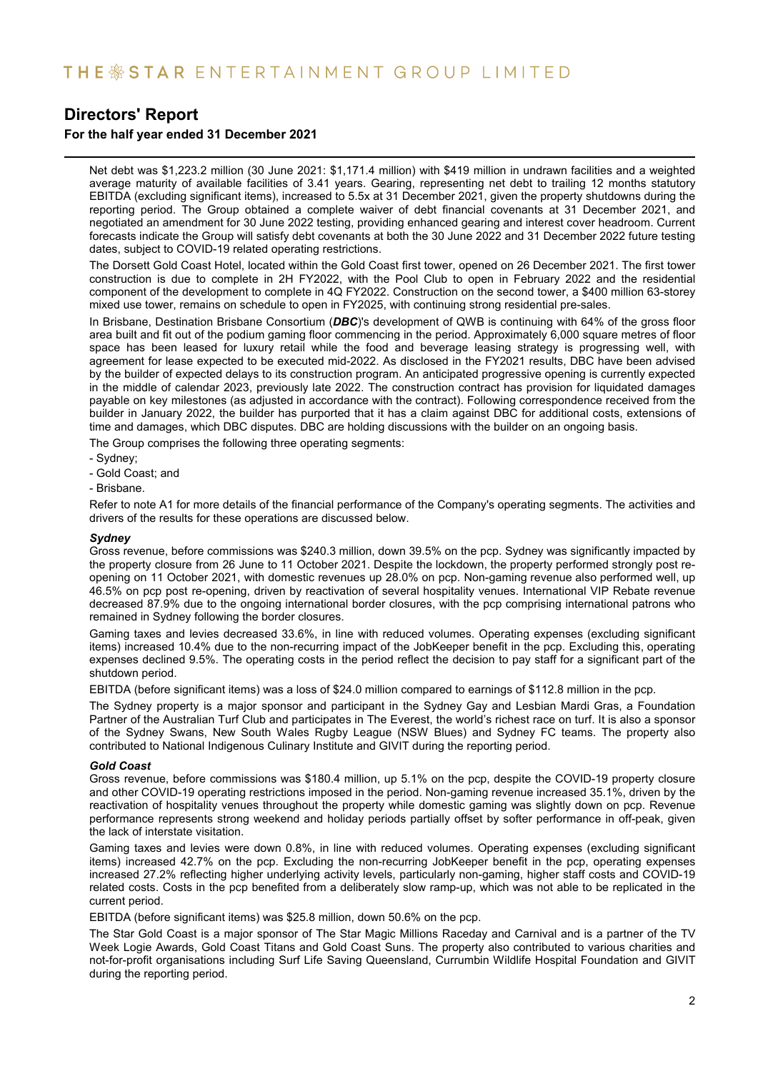# Directors' Report

**For the half year ended 31 December 2021**

Net debt was $1,223.2 million (30 June 2021: $1,171.4 million) with $419 million in undrawn facilities and a weighted average maturity of available facilities of 3.41 years. Gearing, representing net debt to trailing 12 months statutory EBITDA (excluding significant items), increased to 5.5x at 31 December 2021, given the property shutdowns during the reporting period. The Group obtained a complete waiver of debt financial covenants at 31 December 2021, and negotiated an amendment for 30 June 2022 testing, providing enhanced gearing and interest cover headroom. Current forecasts indicate the Group will satisfy debt covenants at both the 30 June 2022 and 31 December 2022 future testing dates, subject to COVID-19 related operating restrictions.

The Dorsett Gold Coast Hotel, located within the Gold Coast first tower, opened on 26 December 2021. The first tower construction is due to complete in 2H FY2022, with the Pool Club to open in February 2022 and the residential component of the development to complete in 4Q FY2022. Construction on the second tower, a $400 million 63-storey mixed use tower, remains on schedule to open in FY2025, with continuing strong residential pre-sales.

In Brisbane, Destination Brisbane Consortium (***DBC***)'s development of QWB is continuing with 64% of the gross floor area built and fit out of the podium gaming floor commencing in the period. Approximately 6,000 square metres of floor space has been leased for luxury retail while the food and beverage leasing strategy is progressing well, with agreement for lease expected to be executed mid-2022. As disclosed in the FY2021 results, DBC have been advised by the builder of expected delays to its construction program. An anticipated progressive opening is currently expected in the middle of calendar 2023, previously late 2022. The construction contract has provision for liquidated damages payable on key milestones (as adjusted in accordance with the contract). Following correspondence received from the builder in January 2022, the builder has purported that it has a claim against DBC for additional costs, extensions of time and damages, which DBC disputes. DBC are holding discussions with the builder on an ongoing basis.

The Group comprises the following three operating segments:

- Sydney;
- Gold Coast; and
- Brisbane.

Refer to note A1 for more details of the financial performance of the Company's operating segments. The activities and drivers of the results for these operations are discussed below.

***Sydney***

Gross revenue, before commissions was $240.3 million, down 39.5% on the pcp. Sydney was significantly impacted by the property closure from 26 June to 11 October 2021. Despite the lockdown, the property performed strongly post re-opening on 11 October 2021, with domestic revenues up 28.0% on pcp. Non-gaming revenue also performed well, up 46.5% on pcp post re-opening, driven by reactivation of several hospitality venues. International VIP Rebate revenue decreased 87.9% due to the ongoing international border closures, with the pcp comprising international patrons who remained in Sydney following the border closures.

Gaming taxes and levies decreased 33.6%, in line with reduced volumes. Operating expenses (excluding significant items) increased 10.4% due to the non-recurring impact of the JobKeeper benefit in the pcp. Excluding this, operating expenses declined 9.5%. The operating costs in the period reflect the decision to pay staff for a significant part of the shutdown period.

EBITDA (before significant items) was a loss of $24.0 million compared to earnings of $112.8 million in the pcp.

The Sydney property is a major sponsor and participant in the Sydney Gay and Lesbian Mardi Gras, a Foundation Partner of the Australian Turf Club and participates in The Everest, the world's richest race on turf. It is also a sponsor of the Sydney Swans, New South Wales Rugby League (NSW Blues) and Sydney FC teams. The property also contributed to National Indigenous Culinary Institute and GIVIT during the reporting period.

***Gold Coast***

Gross revenue, before commissions was $180.4 million, up 5.1% on the pcp, despite the COVID-19 property closure and other COVID-19 operating restrictions imposed in the period. Non-gaming revenue increased 35.1%, driven by the reactivation of hospitality venues throughout the property while domestic gaming was slightly down on pcp. Revenue performance represents strong weekend and holiday periods partially offset by softer performance in off-peak, given the lack of interstate visitation.

Gaming taxes and levies were down 0.8%, in line with reduced volumes. Operating expenses (excluding significant items) increased 42.7% on the pcp. Excluding the non-recurring JobKeeper benefit in the pcp, operating expenses increased 27.2% reflecting higher underlying activity levels, particularly non-gaming, higher staff costs and COVID-19 related costs. Costs in the pcp benefited from a deliberately slow ramp-up, which was not able to be replicated in the current period.

EBITDA (before significant items) was $25.8 million, down 50.6% on the pcp.

The Star Gold Coast is a major sponsor of The Star Magic Millions Raceday and Carnival and is a partner of the TV Week Logie Awards, Gold Coast Titans and Gold Coast Suns. The property also contributed to various charities and not-for-profit organisations including Surf Life Saving Queensland, Currumbin Wildlife Hospital Foundation and GIVIT during the reporting period.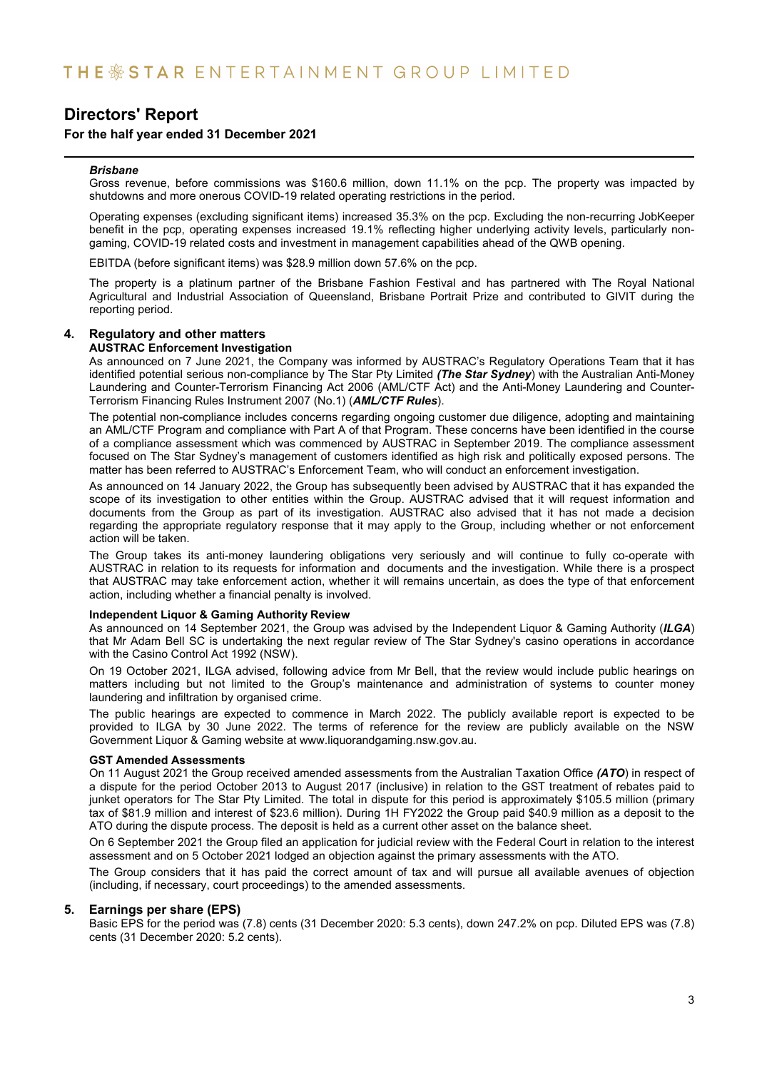# Directors' Report

**For the half year ended 31 December 2021**

***Brisbane***

Gross revenue, before commissions was $160.6 million, down 11.1% on the pcp. The property was impacted by shutdowns and more onerous COVID-19 related operating restrictions in the period.

Operating expenses (excluding significant items) increased 35.3% on the pcp. Excluding the non-recurring JobKeeper benefit in the pcp, operating expenses increased 19.1% reflecting higher underlying activity levels, particularly non-gaming, COVID-19 related costs and investment in management capabilities ahead of the QWB opening.

EBITDA (before significant items) was $28.9 million down 57.6% on the pcp.

The property is a platinum partner of the Brisbane Fashion Festival and has partnered with The Royal National Agricultural and Industrial Association of Queensland, Brisbane Portrait Prize and contributed to GIVIT during the reporting period.

## 4. Regulatory and other matters

**AUSTRAC Enforcement Investigation**

As announced on 7 June 2021, the Company was informed by AUSTRAC's Regulatory Operations Team that it has identified potential serious non-compliance by The Star Pty Limited ***(The Star Sydney***) with the Australian Anti-Money Laundering and Counter-Terrorism Financing Act 2006 (AML/CTF Act) and the Anti-Money Laundering and Counter-Terrorism Financing Rules Instrument 2007 (No.1) (***AML/CTF Rules***).

The potential non-compliance includes concerns regarding ongoing customer due diligence, adopting and maintaining an AML/CTF Program and compliance with Part A of that Program. These concerns have been identified in the course of a compliance assessment which was commenced by AUSTRAC in September 2019. The compliance assessment focused on The Star Sydney's management of customers identified as high risk and politically exposed persons. The matter has been referred to AUSTRAC's Enforcement Team, who will conduct an enforcement investigation.

As announced on 14 January 2022, the Group has subsequently been advised by AUSTRAC that it has expanded the scope of its investigation to other entities within the Group. AUSTRAC advised that it will request information and documents from the Group as part of its investigation. AUSTRAC also advised that it has not made a decision regarding the appropriate regulatory response that it may apply to the Group, including whether or not enforcement action will be taken.

The Group takes its anti-money laundering obligations very seriously and will continue to fully co-operate with AUSTRAC in relation to its requests for information and documents and the investigation. While there is a prospect that AUSTRAC may take enforcement action, whether it will remains uncertain, as does the type of that enforcement action, including whether a financial penalty is involved.

**Independent Liquor & Gaming Authority Review**

As announced on 14 September 2021, the Group was advised by the Independent Liquor & Gaming Authority (***ILGA***) that Mr Adam Bell SC is undertaking the next regular review of The Star Sydney's casino operations in accordance with the Casino Control Act 1992 (NSW).

On 19 October 2021, ILGA advised, following advice from Mr Bell, that the review would include public hearings on matters including but not limited to the Group's maintenance and administration of systems to counter money laundering and infiltration by organised crime.

The public hearings are expected to commence in March 2022. The publicly available report is expected to be provided to ILGA by 30 June 2022. The terms of reference for the review are publicly available on the NSW Government Liquor & Gaming website at www.liquorandgaming.nsw.gov.au.

**GST Amended Assessments**

On 11 August 2021 the Group received amended assessments from the Australian Taxation Office ***(ATO***) in respect of a dispute for the period October 2013 to August 2017 (inclusive) in relation to the GST treatment of rebates paid to junket operators for The Star Pty Limited. The total in dispute for this period is approximately $105.5 million (primary tax of $81.9 million and interest of $23.6 million). During 1H FY2022 the Group paid $40.9 million as a deposit to the ATO during the dispute process. The deposit is held as a current other asset on the balance sheet.

On 6 September 2021 the Group filed an application for judicial review with the Federal Court in relation to the interest assessment and on 5 October 2021 lodged an objection against the primary assessments with the ATO.

The Group considers that it has paid the correct amount of tax and will pursue all available avenues of objection (including, if necessary, court proceedings) to the amended assessments.

## 5. Earnings per share (EPS)

Basic EPS for the period was (7.8) cents (31 December 2020: 5.3 cents), down 247.2% on pcp. Diluted EPS was (7.8) cents (31 December 2020: 5.2 cents).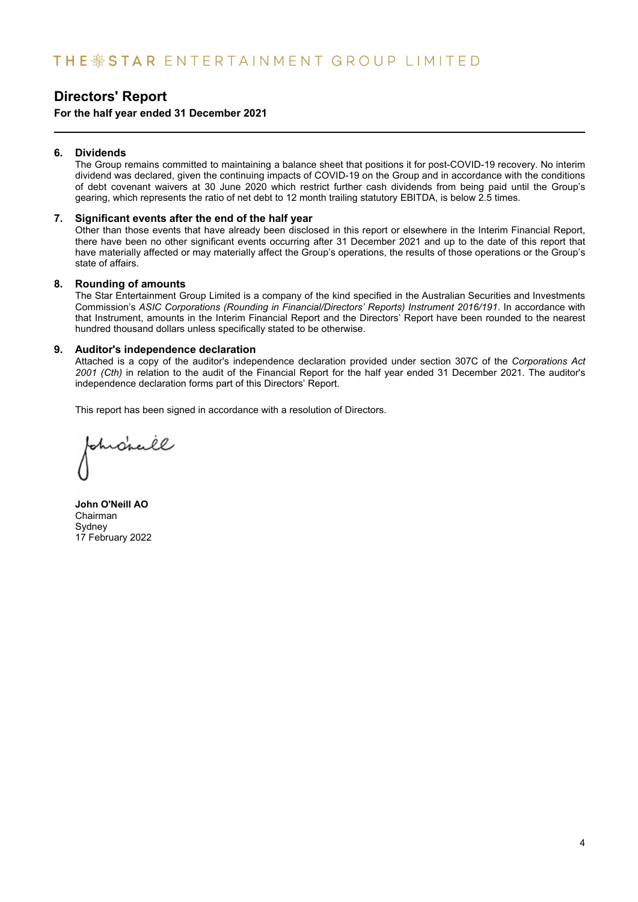## Directors' Report

**For the half year ended 31 December 2021**

### 6. Dividends

The Group remains committed to maintaining a balance sheet that positions it for post-COVID-19 recovery. No interim dividend was declared, given the continuing impacts of COVID-19 on the Group and in accordance with the conditions of debt covenant waivers at 30 June 2020 which restrict further cash dividends from being paid until the Group's gearing, which represents the ratio of net debt to 12 month trailing statutory EBITDA, is below 2.5 times.

### 7. Significant events after the end of the half year

Other than those events that have already been disclosed in this report or elsewhere in the Interim Financial Report, there have been no other significant events occurring after 31 December 2021 and up to the date of this report that have materially affected or may materially affect the Group's operations, the results of those operations or the Group's state of affairs.

### 8. Rounding of amounts

The Star Entertainment Group Limited is a company of the kind specified in the Australian Securities and Investments Commission's *ASIC Corporations (Rounding in Financial/Directors' Reports) Instrument 2016/191*. In accordance with that Instrument, amounts in the Interim Financial Report and the Directors' Report have been rounded to the nearest hundred thousand dollars unless specifically stated to be otherwise.

### 9. Auditor's independence declaration

Attached is a copy of the auditor's independence declaration provided under section 307C of the *Corporations Act 2001 (Cth)* in relation to the audit of the Financial Report for the half year ended 31 December 2021. The auditor's independence declaration forms part of this Directors' Report.

This report has been signed in accordance with a resolution of Directors.

**John O'Neill AO**
Chairman
Sydney
17 February 2022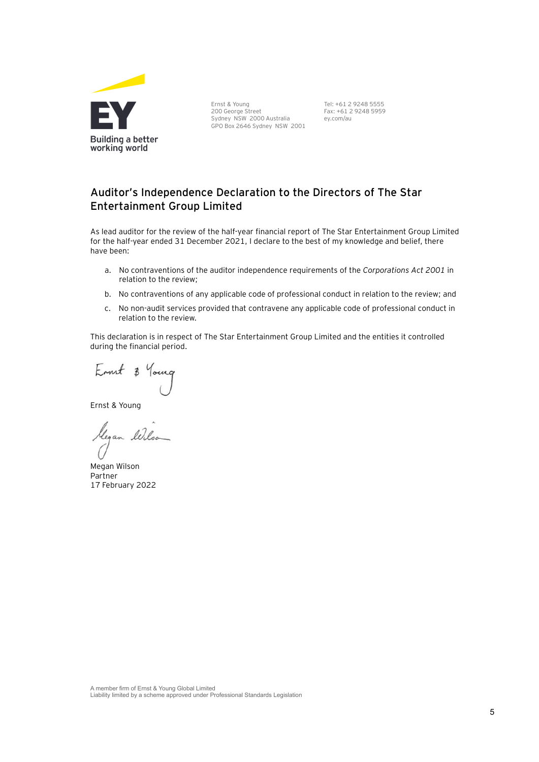Ernst & Young
200 George Street
Sydney NSW 2000 Australia
GPO Box 2646 Sydney NSW 2001

Tel: +61 2 9248 5555
Fax: +61 2 9248 5959
ey.com/au

## Auditor's Independence Declaration to the Directors of The Star Entertainment Group Limited

As lead auditor for the review of the half-year financial report of The Star Entertainment Group Limited for the half-year ended 31 December 2021, I declare to the best of my knowledge and belief, there have been:

a. No contraventions of the auditor independence requirements of the *Corporations Act 2001* in relation to the review;

b. No contraventions of any applicable code of professional conduct in relation to the review; and

c. No non-audit services provided that contravene any applicable code of professional conduct in relation to the review.

This declaration is in respect of The Star Entertainment Group Limited and the entities it controlled during the financial period.

Ernst & Young

Megan Wilson
Partner
17 February 2022

A member firm of Ernst & Young Global Limited
Liability limited by a scheme approved under Professional Standards Legislation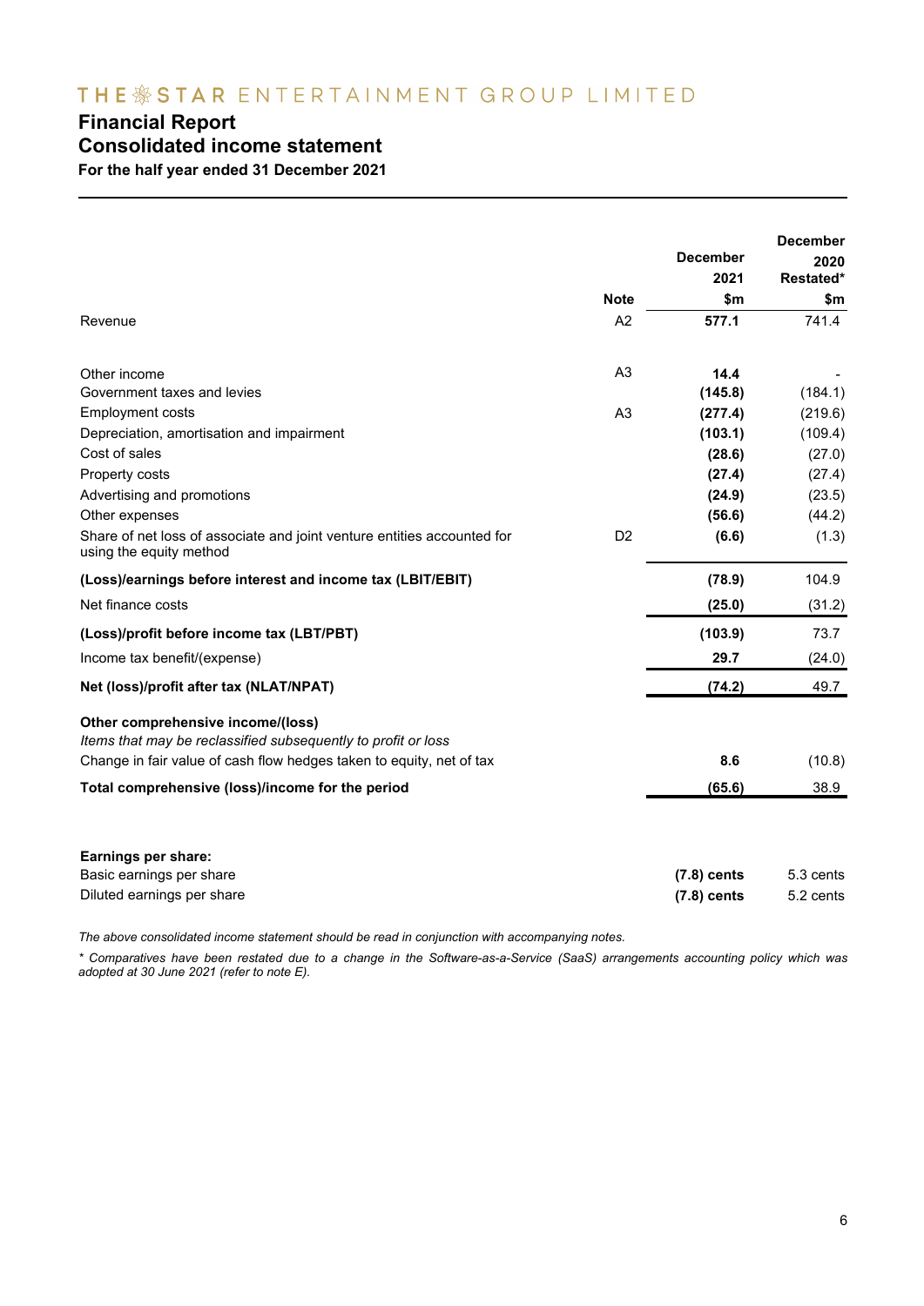THE STAR ENTERTAINMENT GROUP LIMITED

# Financial Report

## Consolidated income statement

**For the half year ended 31 December 2021**

| | Note | December 2021 $m | December 2020 Restated* $m |
|---|---|---|---|
| Revenue | A2 | **577.1** | 741.4 |
| | | | |
| Other income | A3 | **14.4** | - |
| Government taxes and levies | | **(145.8)** | (184.1) |
| Employment costs | A3 | **(277.4)** | (219.6) |
| Depreciation, amortisation and impairment | | **(103.1)** | (109.4) |
| Cost of sales | | **(28.6)** | (27.0) |
| Property costs | | **(27.4)** | (27.4) |
| Advertising and promotions | | **(24.9)** | (23.5) |
| Other expenses | | **(56.6)** | (44.2) |
| Share of net loss of associate and joint venture entities accounted for using the equity method | D2 | **(6.6)** | (1.3) |
| **(Loss)/earnings before interest and income tax (LBIT/EBIT)** | | **(78.9)** | 104.9 |
| Net finance costs | | **(25.0)** | (31.2) |
| **(Loss)/profit before income tax (LBT/PBT)** | | **(103.9)** | 73.7 |
| Income tax benefit/(expense) | | **29.7** | (24.0) |
| **Net (loss)/profit after tax (NLAT/NPAT)** | | **(74.2)** | 49.7 |
| | | | |
| **Other comprehensive income/(loss)** | | | |
| *Items that may be reclassified subsequently to profit or loss* | | | |
| Change in fair value of cash flow hedges taken to equity, net of tax | | **8.6** | (10.8) |
| **Total comprehensive (loss)/income for the period** | | **(65.6)** | 38.9 |
| | | | |
| **Earnings per share:** | | | |
| Basic earnings per share | | **(7.8) cents** | 5.3 cents |
| Diluted earnings per share | | **(7.8) cents** | 5.2 cents |

*The above consolidated income statement should be read in conjunction with accompanying notes.*

*\* Comparatives have been restated due to a change in the Software-as-a-Service (SaaS) arrangements accounting policy which was adopted at 30 June 2021 (refer to note E).*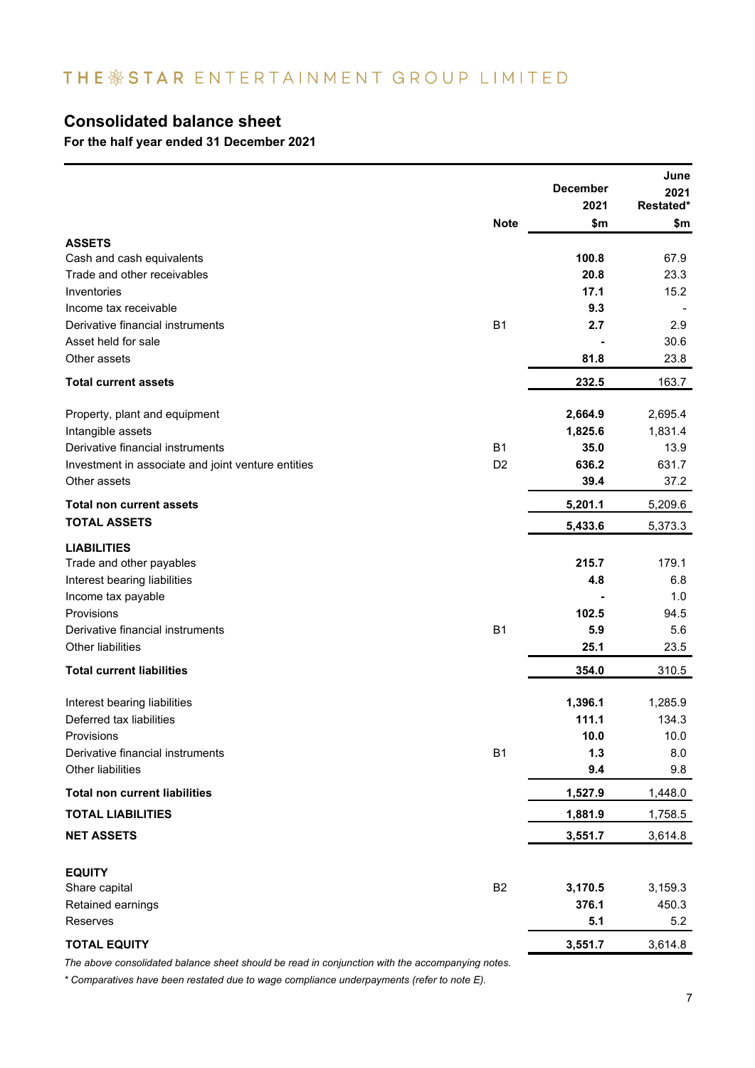## Consolidated balance sheet

**For the half year ended 31 December 2021**

| | Note | December 2021 $m | June 2021 Restated* $m |
|---|---|---|---|
| **ASSETS** | | | |
| Cash and cash equivalents | | **100.8** | 67.9 |
| Trade and other receivables | | **20.8** | 23.3 |
| Inventories | | **17.1** | 15.2 |
| Income tax receivable | | **9.3** | - |
| Derivative financial instruments | B1 | **2.7** | 2.9 |
| Asset held for sale | | **-** | 30.6 |
| Other assets | | **81.8** | 23.8 |
| **Total current assets** | | **232.5** | 163.7 |
| Property, plant and equipment | | **2,664.9** | 2,695.4 |
| Intangible assets | | **1,825.6** | 1,831.4 |
| Derivative financial instruments | B1 | **35.0** | 13.9 |
| Investment in associate and joint venture entities | D2 | **636.2** | 631.7 |
| Other assets | | **39.4** | 37.2 |
| **Total non current assets** | | **5,201.1** | 5,209.6 |
| **TOTAL ASSETS** | | **5,433.6** | 5,373.3 |
| **LIABILITIES** | | | |
| Trade and other payables | | **215.7** | 179.1 |
| Interest bearing liabilities | | **4.8** | 6.8 |
| Income tax payable | | **-** | 1.0 |
| Provisions | | **102.5** | 94.5 |
| Derivative financial instruments | B1 | **5.9** | 5.6 |
| Other liabilities | | **25.1** | 23.5 |
| **Total current liabilities** | | **354.0** | 310.5 |
| Interest bearing liabilities | | **1,396.1** | 1,285.9 |
| Deferred tax liabilities | | **111.1** | 134.3 |
| Provisions | | **10.0** | 10.0 |
| Derivative financial instruments | B1 | **1.3** | 8.0 |
| Other liabilities | | **9.4** | 9.8 |
| **Total non current liabilities** | | **1,527.9** | 1,448.0 |
| **TOTAL LIABILITIES** | | **1,881.9** | 1,758.5 |
| **NET ASSETS** | | **3,551.7** | 3,614.8 |
| **EQUITY** | | | |
| Share capital | B2 | **3,170.5** | 3,159.3 |
| Retained earnings | | **376.1** | 450.3 |
| Reserves | | **5.1** | 5.2 |
| **TOTAL EQUITY** | | **3,551.7** | 3,614.8 |

*The above consolidated balance sheet should be read in conjunction with the accompanying notes.*

*\* Comparatives have been restated due to wage compliance underpayments (refer to note E).*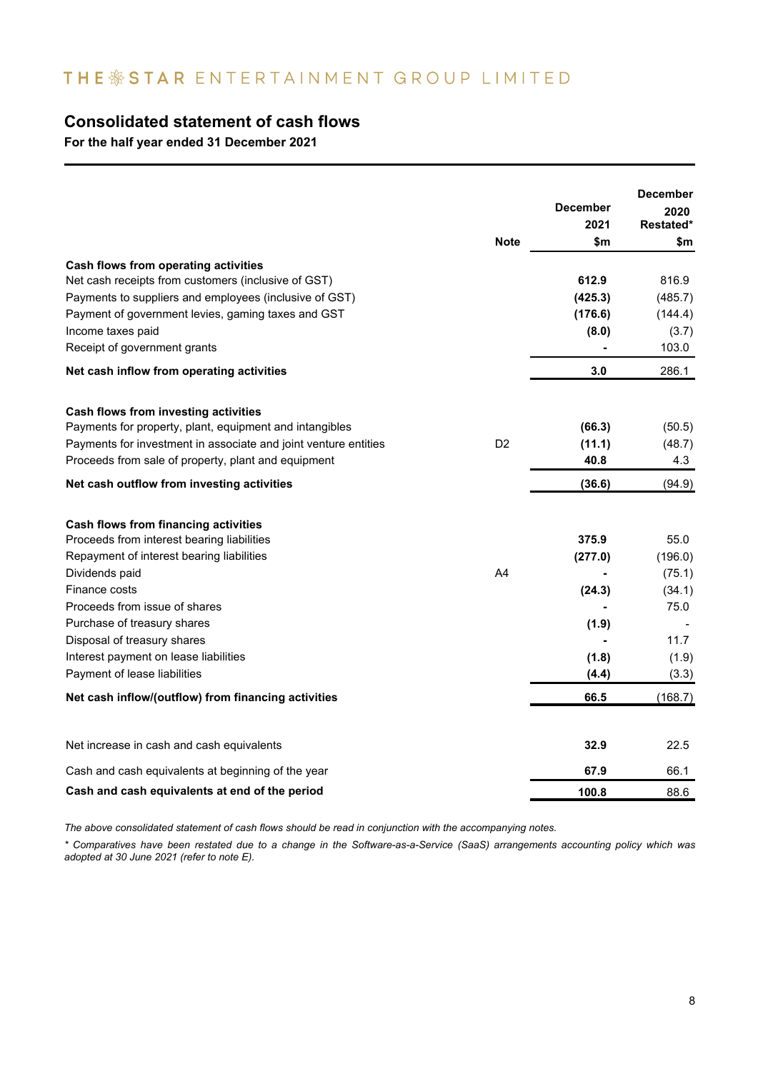# Consolidated statement of cash flows

**For the half year ended 31 December 2021**

| | Note | December 2021 $m | December 2020 Restated* $m |
|---|---|---|---|
| **Cash flows from operating activities** | | | |
| Net cash receipts from customers (inclusive of GST) | | **612.9** | 816.9 |
| Payments to suppliers and employees (inclusive of GST) | | **(425.3)** | (485.7) |
| Payment of government levies, gaming taxes and GST | | **(176.6)** | (144.4) |
| Income taxes paid | | **(8.0)** | (3.7) |
| Receipt of government grants | | **-** | 103.0 |
| **Net cash inflow from operating activities** | | **3.0** | 286.1 |
| **Cash flows from investing activities** | | | |
| Payments for property, plant, equipment and intangibles | | **(66.3)** | (50.5) |
| Payments for investment in associate and joint venture entities | D2 | **(11.1)** | (48.7) |
| Proceeds from sale of property, plant and equipment | | **40.8** | 4.3 |
| **Net cash outflow from investing activities** | | **(36.6)** | (94.9) |
| **Cash flows from financing activities** | | | |
| Proceeds from interest bearing liabilities | | **375.9** | 55.0 |
| Repayment of interest bearing liabilities | | **(277.0)** | (196.0) |
| Dividends paid | A4 | **-** | (75.1) |
| Finance costs | | **(24.3)** | (34.1) |
| Proceeds from issue of shares | | **-** | 75.0 |
| Purchase of treasury shares | | **(1.9)** | - |
| Disposal of treasury shares | | **-** | 11.7 |
| Interest payment on lease liabilities | | **(1.8)** | (1.9) |
| Payment of lease liabilities | | **(4.4)** | (3.3) |
| **Net cash inflow/(outflow) from financing activities** | | **66.5** | (168.7) |
| Net increase in cash and cash equivalents | | **32.9** | 22.5 |
| Cash and cash equivalents at beginning of the year | | **67.9** | 66.1 |
| **Cash and cash equivalents at end of the period** | | **100.8** | 88.6 |

*The above consolidated statement of cash flows should be read in conjunction with the accompanying notes.*

*\* Comparatives have been restated due to a change in the Software-as-a-Service (SaaS) arrangements accounting policy which was adopted at 30 June 2021 (refer to note E).*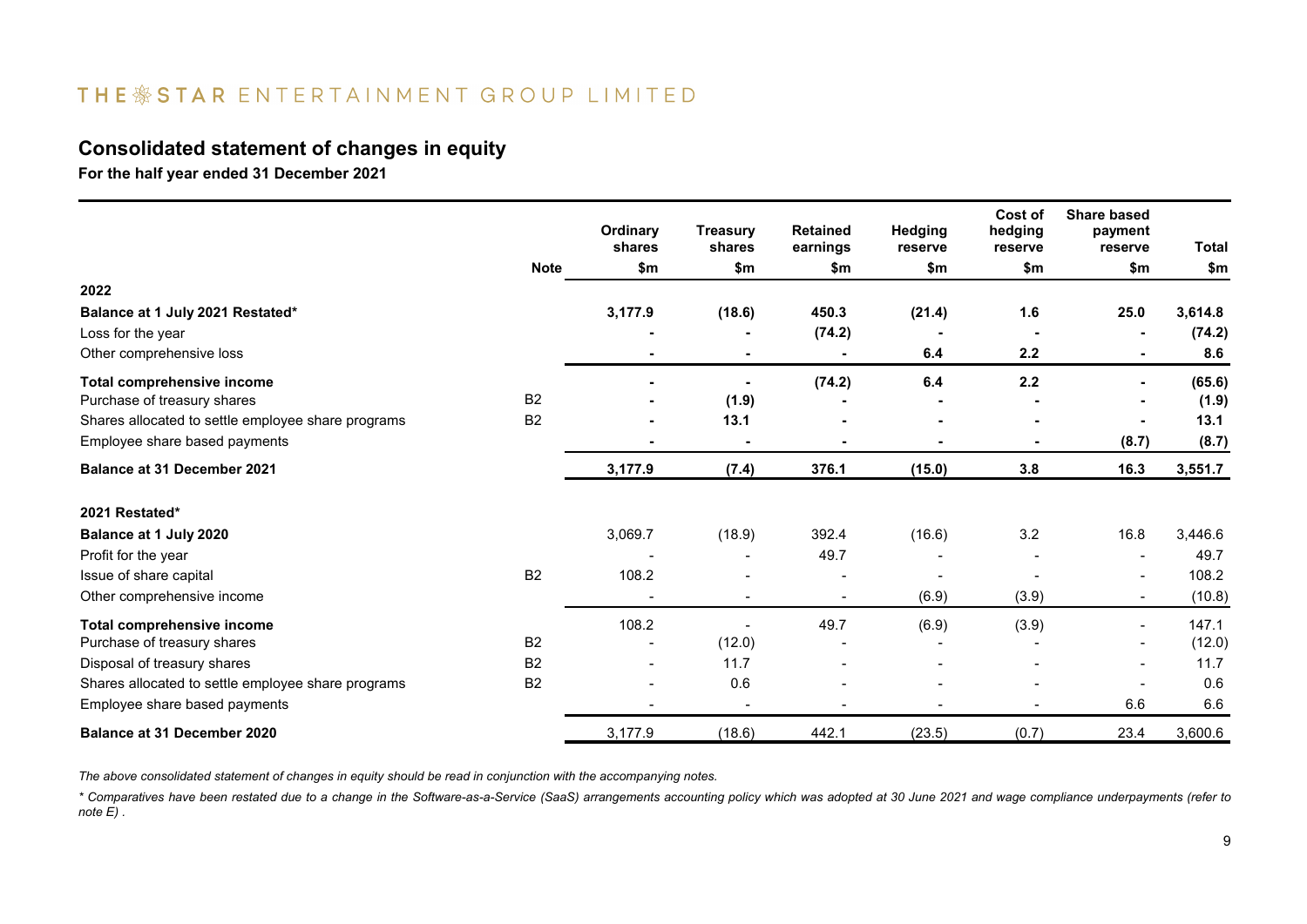## Consolidated statement of changes in equity

**For the half year ended 31 December 2021**

| | Note | Ordinary shares | Treasury shares | Retained earnings | Hedging reserve | Cost of hedging reserve | Share based payment reserve | Total |
|---|---|---|---|---|---|---|---|---|
| | | $m | $m | $m | $m | $m | $m | $m |
| **2022** | | | | | | | | |
| **Balance at 1 July 2021 Restated*** | | **3,177.9** | **(18.6)** | **450.3** | **(21.4)** | **1.6** | **25.0** | **3,614.8** |
| Loss for the year | | **-** | **-** | **(74.2)** | **-** | **-** | **-** | **(74.2)** |
| Other comprehensive loss | | **-** | **-** | **-** | **6.4** | **2.2** | **-** | **8.6** |
| **Total comprehensive income** | | **-** | **-** | **(74.2)** | **6.4** | **2.2** | **-** | **(65.6)** |
| Purchase of treasury shares | B2 | **-** | **(1.9)** | **-** | **-** | **-** | **-** | **(1.9)** |
| Shares allocated to settle employee share programs | B2 | **-** | **13.1** | **-** | **-** | **-** | **-** | **13.1** |
| Employee share based payments | | **-** | **-** | **-** | **-** | **-** | **(8.7)** | **(8.7)** |
| **Balance at 31 December 2021** | | **3,177.9** | **(7.4)** | **376.1** | **(15.0)** | **3.8** | **16.3** | **3,551.7** |
| **2021 Restated*** | | | | | | | | |
| **Balance at 1 July 2020** | | 3,069.7 | (18.9) | 392.4 | (16.6) | 3.2 | 16.8 | 3,446.6 |
| Profit for the year | | - | - | 49.7 | - | - | - | 49.7 |
| Issue of share capital | B2 | 108.2 | - | - | - | - | - | 108.2 |
| Other comprehensive income | | - | - | - | (6.9) | (3.9) | - | (10.8) |
| **Total comprehensive income** | | 108.2 | - | 49.7 | (6.9) | (3.9) | - | 147.1 |
| Purchase of treasury shares | B2 | - | (12.0) | - | - | - | - | (12.0) |
| Disposal of treasury shares | B2 | - | 11.7 | - | - | - | - | 11.7 |
| Shares allocated to settle employee share programs | B2 | - | 0.6 | - | - | - | - | 0.6 |
| Employee share based payments | | - | - | - | - | - | 6.6 | 6.6 |
| **Balance at 31 December 2020** | | 3,177.9 | (18.6) | 442.1 | (23.5) | (0.7) | 23.4 | 3,600.6 |

*The above consolidated statement of changes in equity should be read in conjunction with the accompanying notes.*

*\* Comparatives have been restated due to a change in the Software-as-a-Service (SaaS) arrangements accounting policy which was adopted at 30 June 2021 and wage compliance underpayments (refer to note E) .*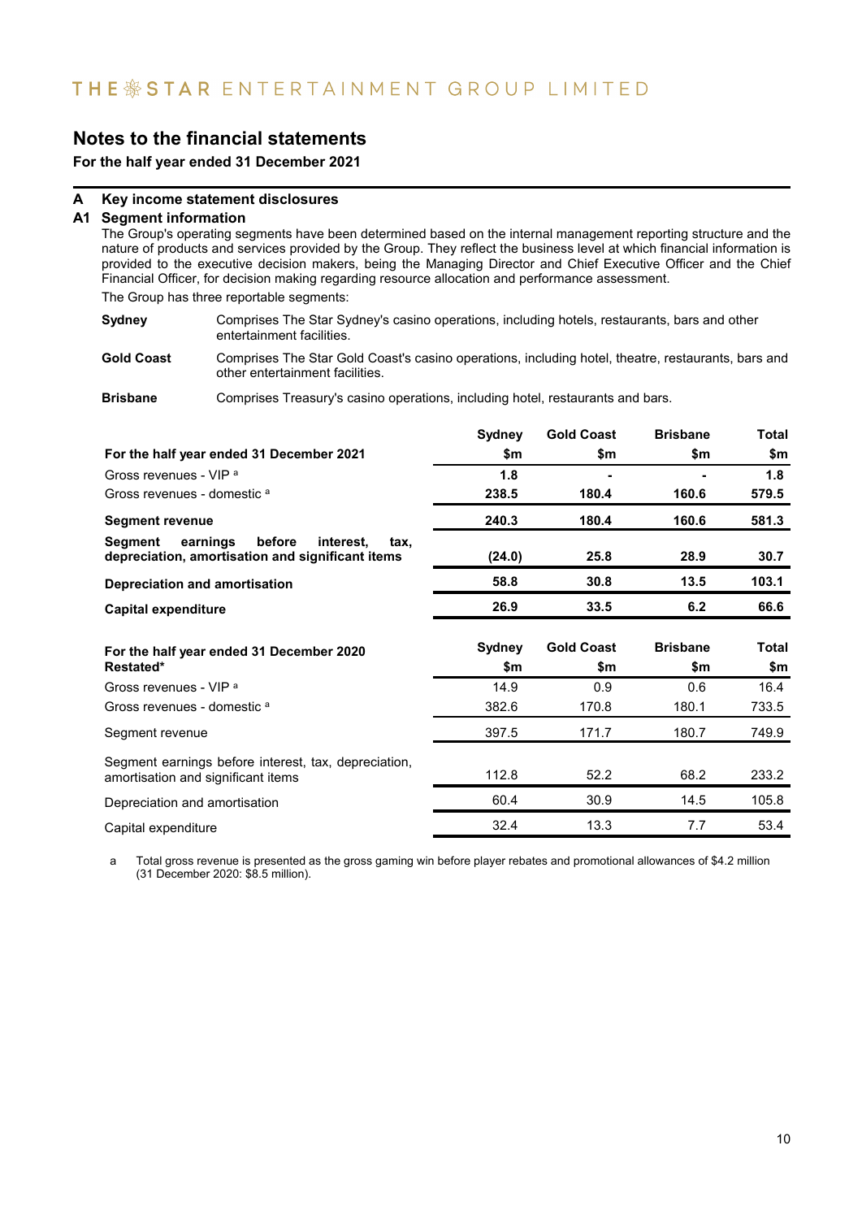# Notes to the financial statements

**For the half year ended 31 December 2021**

## A Key income statement disclosures

### A1 Segment information

The Group's operating segments have been determined based on the internal management reporting structure and the nature of products and services provided by the Group. They reflect the business level at which financial information is provided to the executive decision makers, being the Managing Director and Chief Executive Officer and the Chief Financial Officer, for decision making regarding resource allocation and performance assessment.

The Group has three reportable segments:

**Sydney** Comprises The Star Sydney's casino operations, including hotels, restaurants, bars and other entertainment facilities.

**Gold Coast** Comprises The Star Gold Coast's casino operations, including hotel, theatre, restaurants, bars and other entertainment facilities.

**Brisbane** Comprises Treasury's casino operations, including hotel, restaurants and bars.

| **For the half year ended 31 December 2021** | **Sydney $m** | **Gold Coast $m** | **Brisbane $m** | **Total $m** |
|---|---|---|---|---|
| Gross revenues - VIP [a] | **1.8** | **-** | **-** | **1.8** |
| Gross revenues - domestic [a] | **238.5** | **180.4** | **160.6** | **579.5** |
| **Segment revenue** | **240.3** | **180.4** | **160.6** | **581.3** |
| **Segment earnings before interest, tax, depreciation, amortisation and significant items** | **(24.0)** | **25.8** | **28.9** | **30.7** |
| **Depreciation and amortisation** | **58.8** | **30.8** | **13.5** | **103.1** |
| **Capital expenditure** | **26.9** | **33.5** | **6.2** | **66.6** |

| **For the half year ended 31 December 2020 Restated*** | **Sydney $m** | **Gold Coast $m** | **Brisbane $m** | **Total $m** |
|---|---|---|---|---|
| Gross revenues - VIP [a] | 14.9 | 0.9 | 0.6 | 16.4 |
| Gross revenues - domestic [a] | 382.6 | 170.8 | 180.1 | 733.5 |
| Segment revenue | 397.5 | 171.7 | 180.7 | 749.9 |
| Segment earnings before interest, tax, depreciation, amortisation and significant items | 112.8 | 52.2 | 68.2 | 233.2 |
| Depreciation and amortisation | 60.4 | 30.9 | 14.5 | 105.8 |
| Capital expenditure | 32.4 | 13.3 | 7.7 | 53.4 |

a Total gross revenue is presented as the gross gaming win before player rebates and promotional allowances of $4.2 million (31 December 2020: $8.5 million).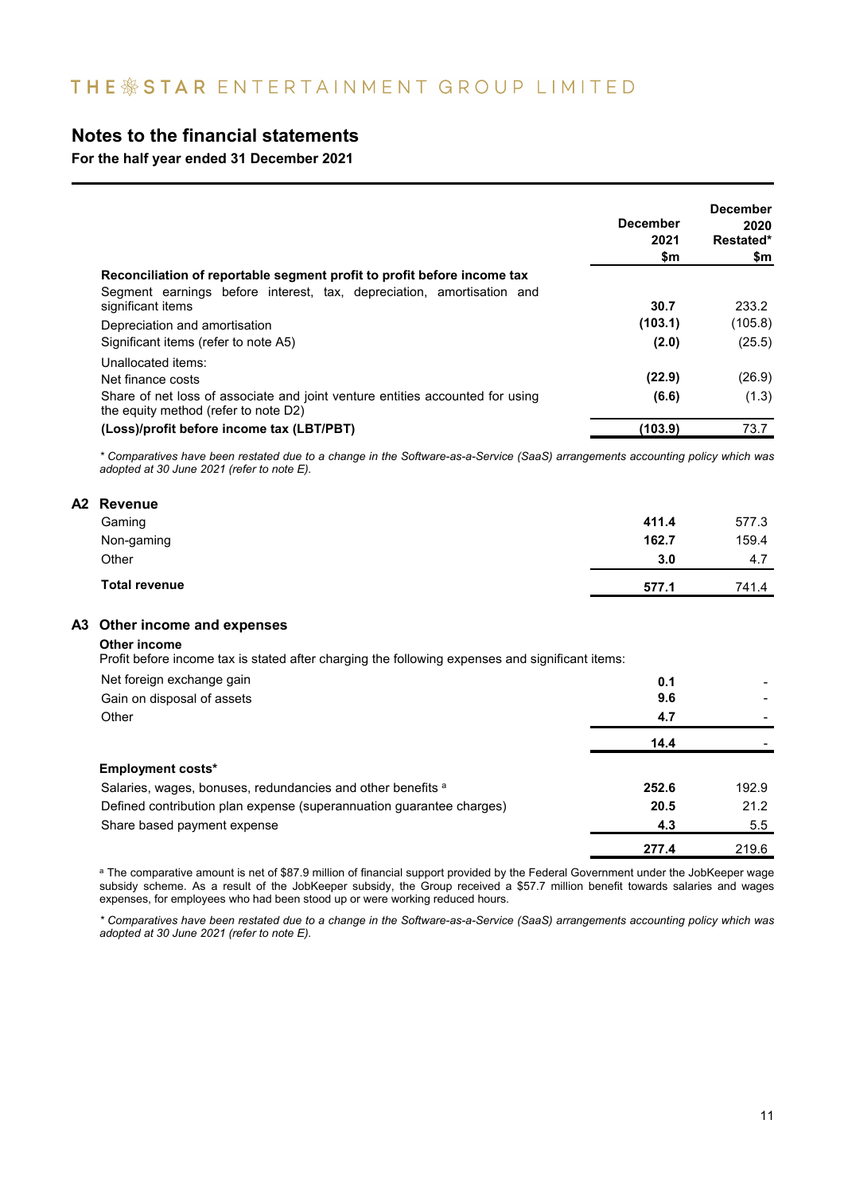# Notes to the financial statements

**For the half year ended 31 December 2021**

| | December 2021 $m | December 2020 Restated* $m |
|---|---|---|
| **Reconciliation of reportable segment profit to profit before income tax** | | |
| Segment earnings before interest, tax, depreciation, amortisation and significant items | **30.7** | 233.2 |
| Depreciation and amortisation | **(103.1)** | (105.8) |
| Significant items (refer to note A5) | **(2.0)** | (25.5) |
| Unallocated items: | | |
| Net finance costs | **(22.9)** | (26.9) |
| Share of net loss of associate and joint venture entities accounted for using the equity method (refer to note D2) | **(6.6)** | (1.3) |
| **(Loss)/profit before income tax (LBT/PBT)** | **(103.9)** | 73.7 |

*\* Comparatives have been restated due to a change in the Software-as-a-Service (SaaS) arrangements accounting policy which was adopted at 30 June 2021 (refer to note E).*

## A2 Revenue

| | December 2021 $m | December 2020 Restated* $m |
|---|---|---|
| Gaming | **411.4** | 577.3 |
| Non-gaming | **162.7** | 159.4 |
| Other | **3.0** | 4.7 |
| **Total revenue** | **577.1** | 741.4 |

## A3 Other income and expenses

**Other income**

Profit before income tax is stated after charging the following expenses and significant items:

| | December 2021 $m | December 2020 Restated* $m |
|---|---|---|
| Net foreign exchange gain | **0.1** | - |
| Gain on disposal of assets | **9.6** | - |
| Other | **4.7** | - |
| | **14.4** | - |
| **Employment costs*** | | |
| Salaries, wages, bonuses, redundancies and other benefits [a] | **252.6** | 192.9 |
| Defined contribution plan expense (superannuation guarantee charges) | **20.5** | 21.2 |
| Share based payment expense | **4.3** | 5.5 |
| | **277.4** | 219.6 |

[a] The comparative amount is net of $87.9 million of financial support provided by the Federal Government under the JobKeeper wage subsidy scheme. As a result of the JobKeeper subsidy, the Group received a $57.7 million benefit towards salaries and wages expenses, for employees who had been stood up or were working reduced hours.

*\* Comparatives have been restated due to a change in the Software-as-a-Service (SaaS) arrangements accounting policy which was adopted at 30 June 2021 (refer to note E).*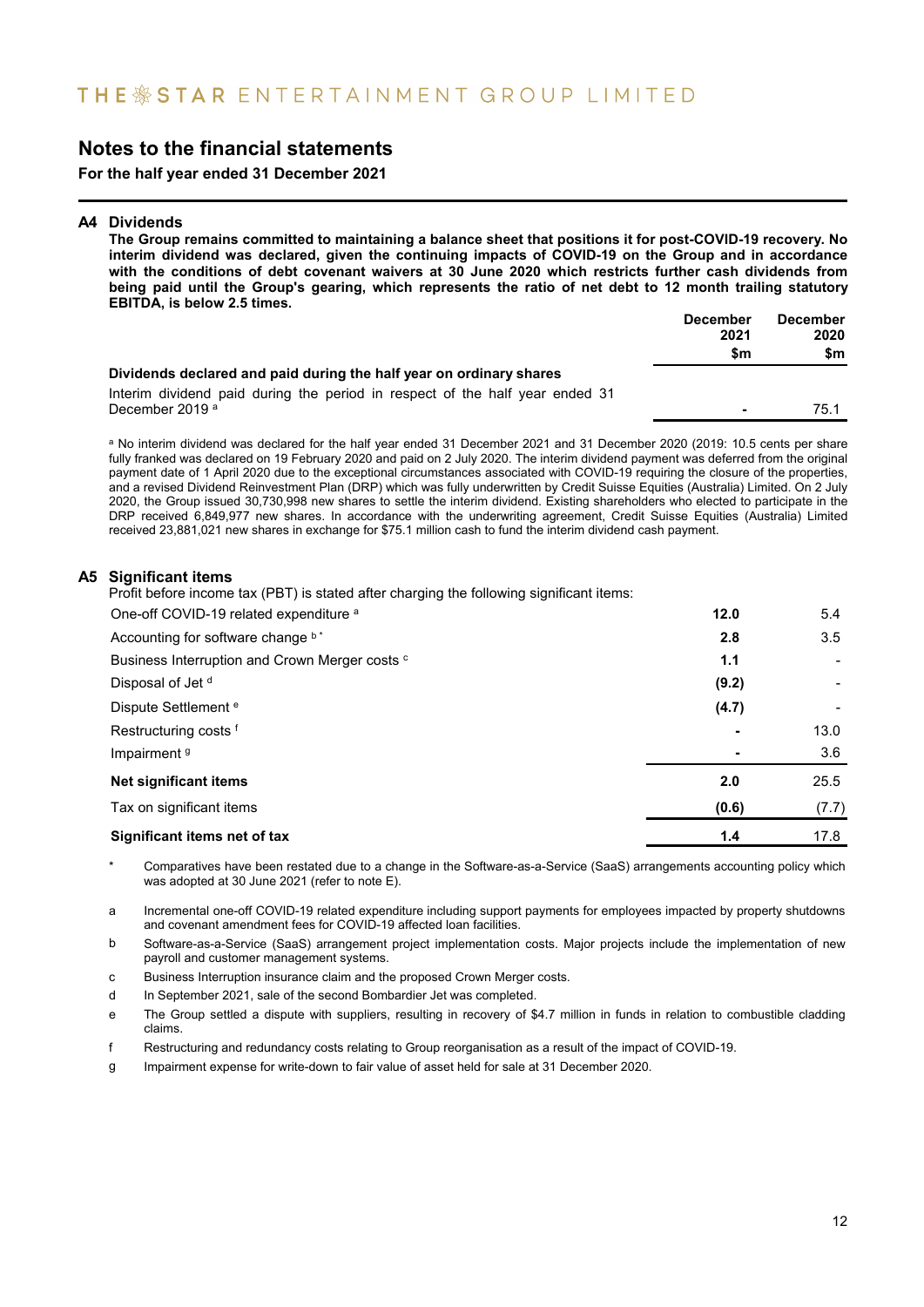# Notes to the financial statements

**For the half year ended 31 December 2021**

## A4 Dividends

**The Group remains committed to maintaining a balance sheet that positions it for post-COVID-19 recovery. No interim dividend was declared, given the continuing impacts of COVID-19 on the Group and in accordance with the conditions of debt covenant waivers at 30 June 2020 which restricts further cash dividends from being paid until the Group's gearing, which represents the ratio of net debt to 12 month trailing statutory EBITDA, is below 2.5 times.**

| | December 2021 $m | December 2020 $m |
|---|---|---|
| **Dividends declared and paid during the half year on ordinary shares** | | |
| Interim dividend paid during the period in respect of the half year ended 31 December 2019 [a] | - | 75.1 |

[a] No interim dividend was declared for the half year ended 31 December 2021 and 31 December 2020 (2019: 10.5 cents per share fully franked was declared on 19 February 2020 and paid on 2 July 2020. The interim dividend payment was deferred from the original payment date of 1 April 2020 due to the exceptional circumstances associated with COVID-19 requiring the closure of the properties, and a revised Dividend Reinvestment Plan (DRP) which was fully underwritten by Credit Suisse Equities (Australia) Limited. On 2 July 2020, the Group issued 30,730,998 new shares to settle the interim dividend. Existing shareholders who elected to participate in the DRP received 6,849,977 new shares. In accordance with the underwriting agreement, Credit Suisse Equities (Australia) Limited received 23,881,021 new shares in exchange for $75.1 million cash to fund the interim dividend cash payment.

## A5 Significant items

Profit before income tax (PBT) is stated after charging the following significant items:

| | December 2021 $m | December 2020 $m |
|---|---|---|
| One-off COVID-19 related expenditure [a] | **12.0** | 5.4 |
| Accounting for software change [b] * | **2.8** | 3.5 |
| Business Interruption and Crown Merger costs [c] | **1.1** | - |
| Disposal of Jet [d] | **(9.2)** | - |
| Dispute Settlement [e] | **(4.7)** | - |
| Restructuring costs [f] | **-** | 13.0 |
| Impairment [g] | **-** | 3.6 |
| **Net significant items** | **2.0** | 25.5 |
| Tax on significant items | **(0.6)** | (7.7) |
| **Significant items net of tax** | **1.4** | 17.8 |

\* Comparatives have been restated due to a change in the Software-as-a-Service (SaaS) arrangements accounting policy which was adopted at 30 June 2021 (refer to note E).

a Incremental one-off COVID-19 related expenditure including support payments for employees impacted by property shutdowns and covenant amendment fees for COVID-19 affected loan facilities.

b Software-as-a-Service (SaaS) arrangement project implementation costs. Major projects include the implementation of new payroll and customer management systems.

c Business Interruption insurance claim and the proposed Crown Merger costs.

d In September 2021, sale of the second Bombardier Jet was completed.

e The Group settled a dispute with suppliers, resulting in recovery of $4.7 million in funds in relation to combustible cladding claims.

f Restructuring and redundancy costs relating to Group reorganisation as a result of the impact of COVID-19.

g Impairment expense for write-down to fair value of asset held for sale at 31 December 2020.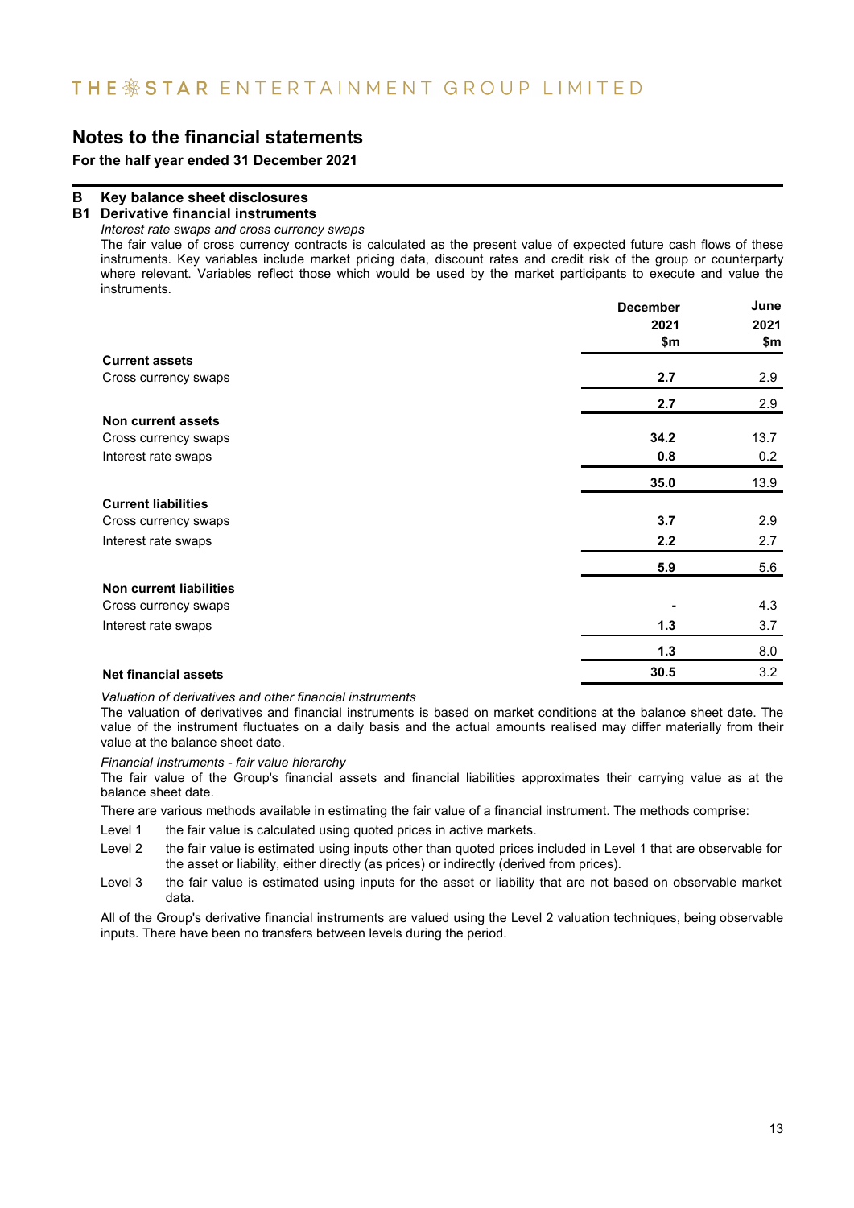# Notes to the financial statements

**For the half year ended 31 December 2021**

## B Key balance sheet disclosures

### B1 Derivative financial instruments

*Interest rate swaps and cross currency swaps*

The fair value of cross currency contracts is calculated as the present value of expected future cash flows of these instruments. Key variables include market pricing data, discount rates and credit risk of the group or counterparty where relevant. Variables reflect those which would be used by the market participants to execute and value the instruments.

| | December 2021 $m | June 2021 $m |
|---|---|---|
| **Current assets** | | |
| Cross currency swaps | **2.7** | 2.9 |
| | **2.7** | 2.9 |
| **Non current assets** | | |
| Cross currency swaps | **34.2** | 13.7 |
| Interest rate swaps | **0.8** | 0.2 |
| | **35.0** | 13.9 |
| **Current liabilities** | | |
| Cross currency swaps | **3.7** | 2.9 |
| Interest rate swaps | **2.2** | 2.7 |
| | **5.9** | 5.6 |
| **Non current liabilities** | | |
| Cross currency swaps | **-** | 4.3 |
| Interest rate swaps | **1.3** | 3.7 |
| | **1.3** | 8.0 |
| **Net financial assets** | **30.5** | 3.2 |

*Valuation of derivatives and other financial instruments*

The valuation of derivatives and financial instruments is based on market conditions at the balance sheet date. The value of the instrument fluctuates on a daily basis and the actual amounts realised may differ materially from their value at the balance sheet date.

*Financial Instruments - fair value hierarchy*

The fair value of the Group's financial assets and financial liabilities approximates their carrying value as at the balance sheet date.

There are various methods available in estimating the fair value of a financial instrument. The methods comprise:

- Level 1 the fair value is calculated using quoted prices in active markets.
- Level 2 the fair value is estimated using inputs other than quoted prices included in Level 1 that are observable for the asset or liability, either directly (as prices) or indirectly (derived from prices).
- Level 3 the fair value is estimated using inputs for the asset or liability that are not based on observable market data.

All of the Group's derivative financial instruments are valued using the Level 2 valuation techniques, being observable inputs. There have been no transfers between levels during the period.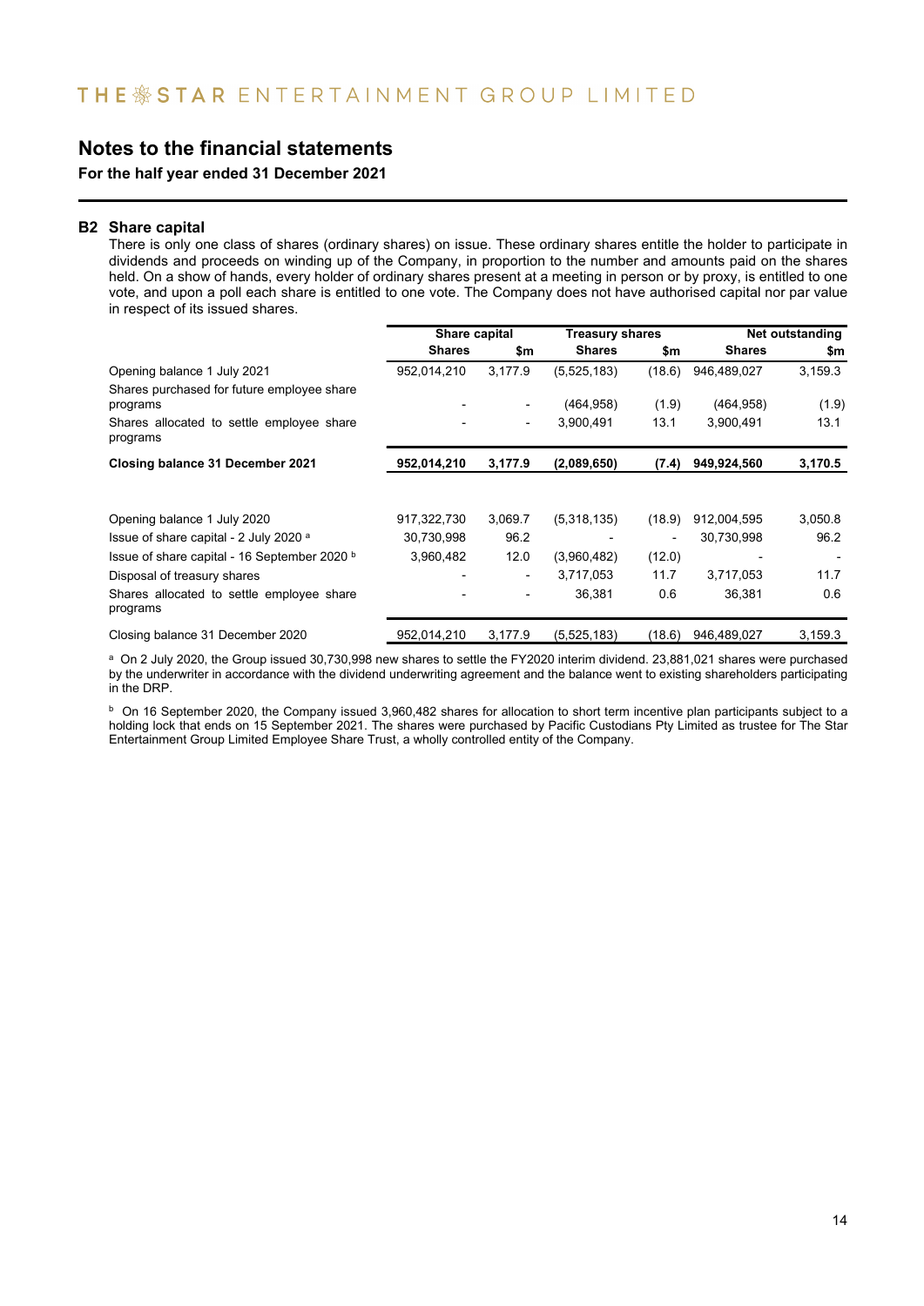# Notes to the financial statements

**For the half year ended 31 December 2021**

## B2 Share capital

There is only one class of shares (ordinary shares) on issue. These ordinary shares entitle the holder to participate in dividends and proceeds on winding up of the Company, in proportion to the number and amounts paid on the shares held. On a show of hands, every holder of ordinary shares present at a meeting in person or by proxy, is entitled to one vote, and upon a poll each share is entitled to one vote. The Company does not have authorised capital nor par value in respect of its issued shares.

| | Share capital | | Treasury shares | | Net outstanding | |
|---|---|---|---|---|---|---|
| | **Shares** | **$m** | **Shares** | **$m** | **Shares** | **$m** |
| Opening balance 1 July 2021 | 952,014,210 | 3,177.9 | (5,525,183) | (18.6) | 946,489,027 | 3,159.3 |
| Shares purchased for future employee share programs | - | - | (464,958) | (1.9) | (464,958) | (1.9) |
| Shares allocated to settle employee share programs | - | - | 3,900,491 | 13.1 | 3,900,491 | 13.1 |
| **Closing balance 31 December 2021** | **952,014,210** | **3,177.9** | **(2,089,650)** | **(7.4)** | **949,924,560** | **3,170.5** |
| | | | | | | |
| Opening balance 1 July 2020 | 917,322,730 | 3,069.7 | (5,318,135) | (18.9) | 912,004,595 | 3,050.8 |
| Issue of share capital - 2 July 2020 [a] | 30,730,998 | 96.2 | - | - | 30,730,998 | 96.2 |
| Issue of share capital - 16 September 2020 [b] | 3,960,482 | 12.0 | (3,960,482) | (12.0) | - | - |
| Disposal of treasury shares | - | - | 3,717,053 | 11.7 | 3,717,053 | 11.7 |
| Shares allocated to settle employee share programs | - | - | 36,381 | 0.6 | 36,381 | 0.6 |
| Closing balance 31 December 2020 | 952,014,210 | 3,177.9 | (5,525,183) | (18.6) | 946,489,027 | 3,159.3 |

[a] On 2 July 2020, the Group issued 30,730,998 new shares to settle the FY2020 interim dividend. 23,881,021 shares were purchased by the underwriter in accordance with the dividend underwriting agreement and the balance went to existing shareholders participating in the DRP.

[b] On 16 September 2020, the Company issued 3,960,482 shares for allocation to short term incentive plan participants subject to a holding lock that ends on 15 September 2021. The shares were purchased by Pacific Custodians Pty Limited as trustee for The Star Entertainment Group Limited Employee Share Trust, a wholly controlled entity of the Company.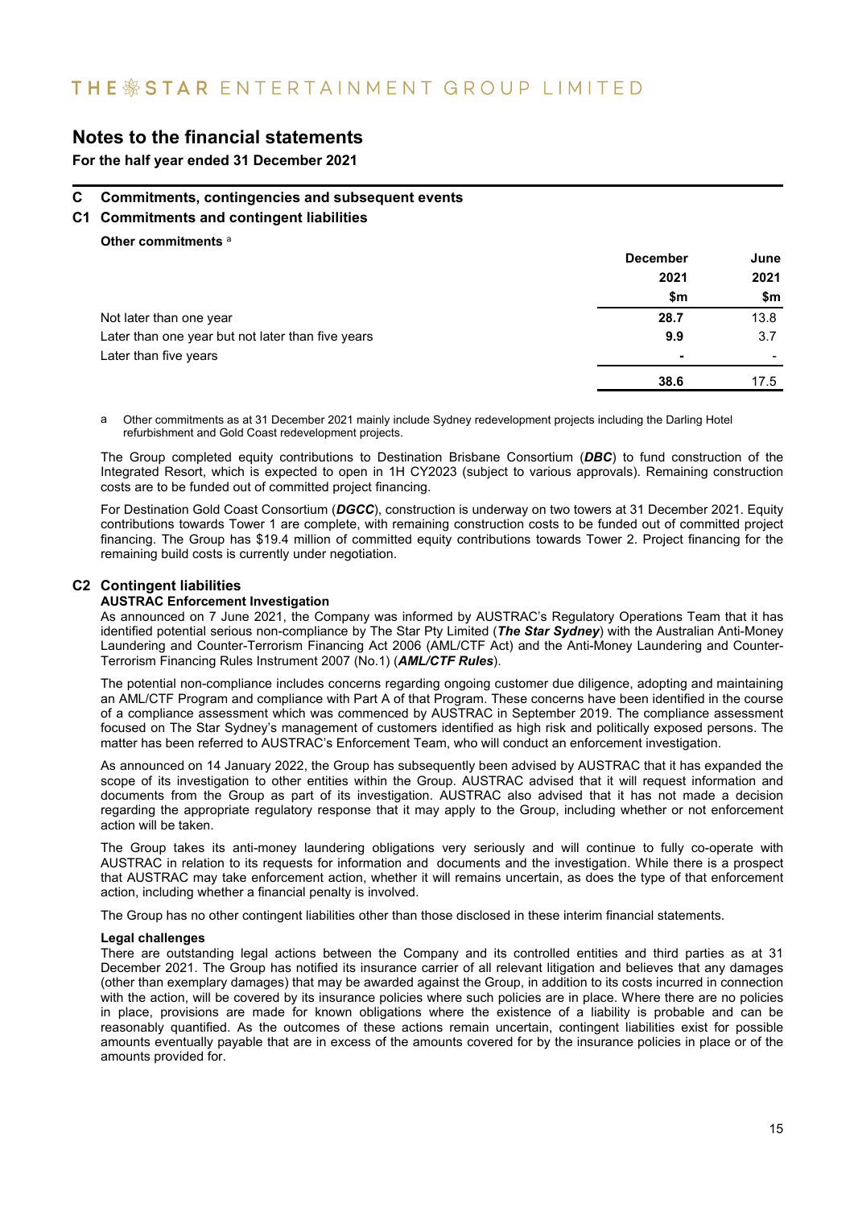# Notes to the financial statements

**For the half year ended 31 December 2021**

## C Commitments, contingencies and subsequent events

### C1 Commitments and contingent liabilities

**Other commitments** [a]

| | December 2021 $m | June 2021 $m |
|---|---|---|
| Not later than one year | **28.7** | 13.8 |
| Later than one year but not later than five years | **9.9** | 3.7 |
| Later than five years | **-** | - |
| | **38.6** | 17.5 |

a Other commitments as at 31 December 2021 mainly include Sydney redevelopment projects including the Darling Hotel refurbishment and Gold Coast redevelopment projects.

The Group completed equity contributions to Destination Brisbane Consortium (***DBC***) to fund construction of the Integrated Resort, which is expected to open in 1H CY2023 (subject to various approvals). Remaining construction costs are to be funded out of committed project financing.

For Destination Gold Coast Consortium (***DGCC***), construction is underway on two towers at 31 December 2021. Equity contributions towards Tower 1 are complete, with remaining construction costs to be funded out of committed project financing. The Group has $19.4 million of committed equity contributions towards Tower 2. Project financing for the remaining build costs is currently under negotiation.

### C2 Contingent liabilities

**AUSTRAC Enforcement Investigation**

As announced on 7 June 2021, the Company was informed by AUSTRAC's Regulatory Operations Team that it has identified potential serious non-compliance by The Star Pty Limited (***The Star Sydney***) with the Australian Anti-Money Laundering and Counter-Terrorism Financing Act 2006 (AML/CTF Act) and the Anti-Money Laundering and Counter-Terrorism Financing Rules Instrument 2007 (No.1) (***AML/CTF Rules***).

The potential non-compliance includes concerns regarding ongoing customer due diligence, adopting and maintaining an AML/CTF Program and compliance with Part A of that Program. These concerns have been identified in the course of a compliance assessment which was commenced by AUSTRAC in September 2019. The compliance assessment focused on The Star Sydney's management of customers identified as high risk and politically exposed persons. The matter has been referred to AUSTRAC's Enforcement Team, who will conduct an enforcement investigation.

As announced on 14 January 2022, the Group has subsequently been advised by AUSTRAC that it has expanded the scope of its investigation to other entities within the Group. AUSTRAC advised that it will request information and documents from the Group as part of its investigation. AUSTRAC also advised that it has not made a decision regarding the appropriate regulatory response that it may apply to the Group, including whether or not enforcement action will be taken.

The Group takes its anti-money laundering obligations very seriously and will continue to fully co-operate with AUSTRAC in relation to its requests for information and documents and the investigation. While there is a prospect that AUSTRAC may take enforcement action, whether it will remains uncertain, as does the type of that enforcement action, including whether a financial penalty is involved.

The Group has no other contingent liabilities other than those disclosed in these interim financial statements.

**Legal challenges**

There are outstanding legal actions between the Company and its controlled entities and third parties as at 31 December 2021. The Group has notified its insurance carrier of all relevant litigation and believes that any damages (other than exemplary damages) that may be awarded against the Group, in addition to its costs incurred in connection with the action, will be covered by its insurance policies where such policies are in place. Where there are no policies in place, provisions are made for known obligations where the existence of a liability is probable and can be reasonably quantified. As the outcomes of these actions remain uncertain, contingent liabilities exist for possible amounts eventually payable that are in excess of the amounts covered for by the insurance policies in place or of the amounts provided for.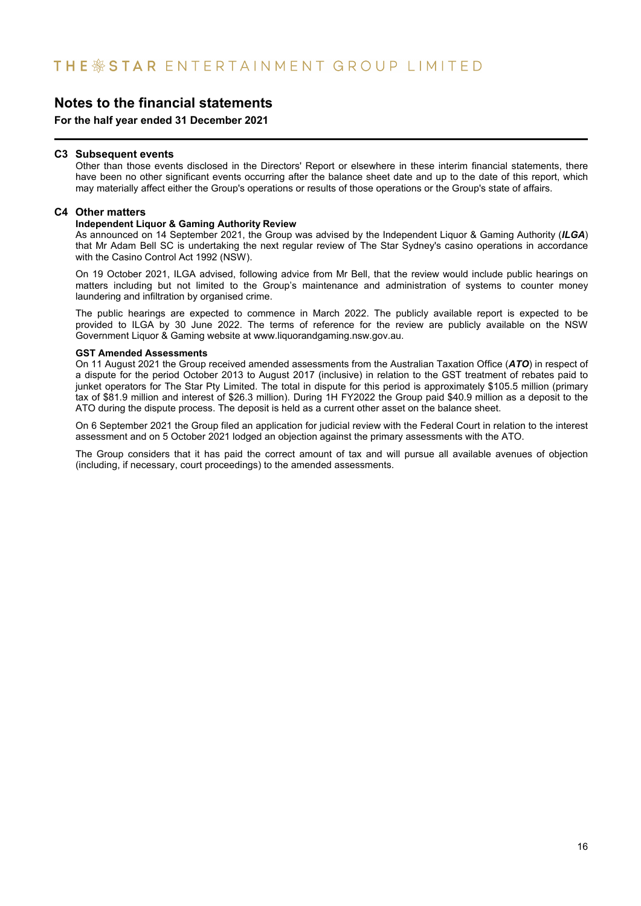# Notes to the financial statements

**For the half year ended 31 December 2021**

## C3 Subsequent events

Other than those events disclosed in the Directors' Report or elsewhere in these interim financial statements, there have been no other significant events occurring after the balance sheet date and up to the date of this report, which may materially affect either the Group's operations or results of those operations or the Group's state of affairs.

## C4 Other matters

**Independent Liquor & Gaming Authority Review**

As announced on 14 September 2021, the Group was advised by the Independent Liquor & Gaming Authority (***ILGA***) that Mr Adam Bell SC is undertaking the next regular review of The Star Sydney's casino operations in accordance with the Casino Control Act 1992 (NSW).

On 19 October 2021, ILGA advised, following advice from Mr Bell, that the review would include public hearings on matters including but not limited to the Group's maintenance and administration of systems to counter money laundering and infiltration by organised crime.

The public hearings are expected to commence in March 2022. The publicly available report is expected to be provided to ILGA by 30 June 2022. The terms of reference for the review are publicly available on the NSW Government Liquor & Gaming website at www.liquorandgaming.nsw.gov.au.

**GST Amended Assessments**

On 11 August 2021 the Group received amended assessments from the Australian Taxation Office (***ATO***) in respect of a dispute for the period October 2013 to August 2017 (inclusive) in relation to the GST treatment of rebates paid to junket operators for The Star Pty Limited. The total in dispute for this period is approximately $105.5 million (primary tax of $81.9 million and interest of $26.3 million). During 1H FY2022 the Group paid $40.9 million as a deposit to the ATO during the dispute process. The deposit is held as a current other asset on the balance sheet.

On 6 September 2021 the Group filed an application for judicial review with the Federal Court in relation to the interest assessment and on 5 October 2021 lodged an objection against the primary assessments with the ATO.

The Group considers that it has paid the correct amount of tax and will pursue all available avenues of objection (including, if necessary, court proceedings) to the amended assessments.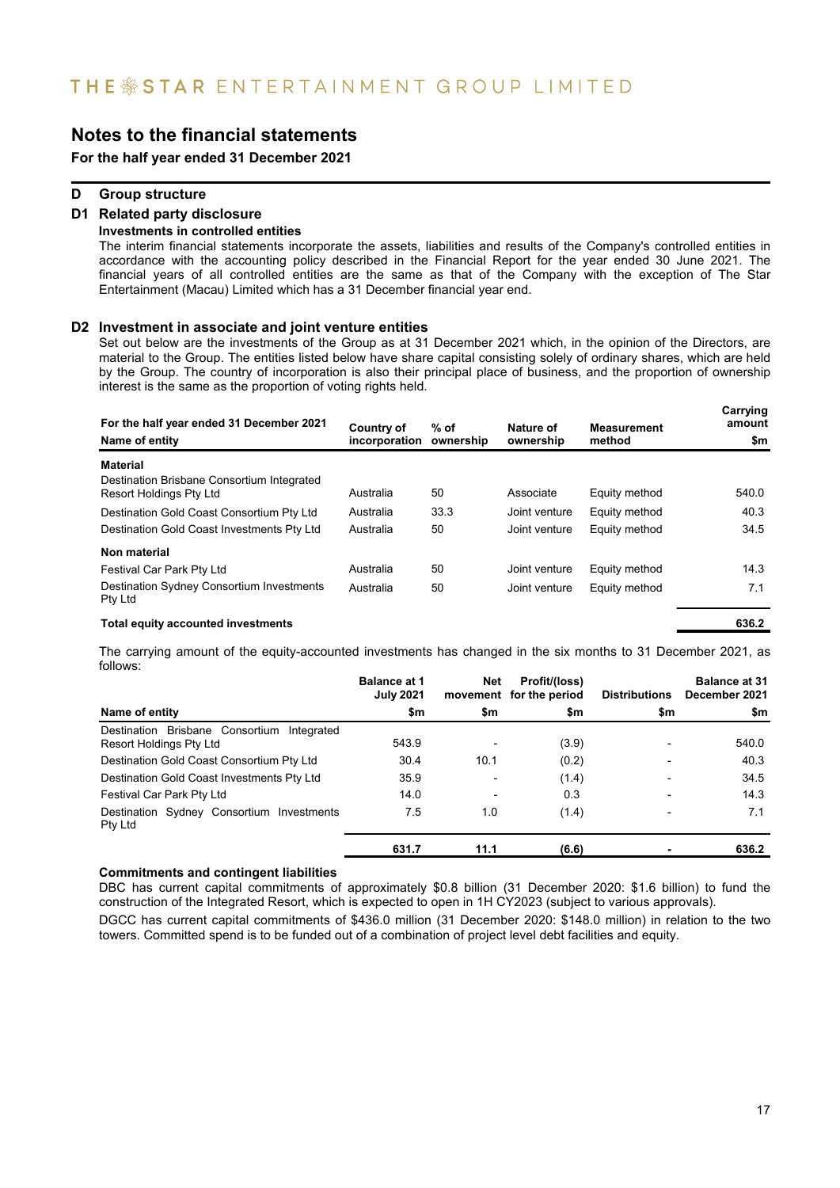# Notes to the financial statements

**For the half year ended 31 December 2021**

## D Group structure

### D1 Related party disclosure

**Investments in controlled entities**

The interim financial statements incorporate the assets, liabilities and results of the Company's controlled entities in accordance with the accounting policy described in the Financial Report for the year ended 30 June 2021. The financial years of all controlled entities are the same as that of the Company with the exception of The Star Entertainment (Macau) Limited which has a 31 December financial year end.

### D2 Investment in associate and joint venture entities

Set out below are the investments of the Group as at 31 December 2021 which, in the opinion of the Directors, are material to the Group. The entities listed below have share capital consisting solely of ordinary shares, which are held by the Group. The country of incorporation is also their principal place of business, and the proportion of ownership interest is the same as the proportion of voting rights held.

| For the half year ended 31 December 2021<br>Name of entity | Country of incorporation | % of ownership | Nature of ownership | Measurement method | Carrying amount<br>$m |
|---|---|---|---|---|---|
| **Material** | | | | | |
| Destination Brisbane Consortium Integrated Resort Holdings Pty Ltd | Australia | 50 | Associate | Equity method | 540.0 |
| Destination Gold Coast Consortium Pty Ltd | Australia | 33.3 | Joint venture | Equity method | 40.3 |
| Destination Gold Coast Investments Pty Ltd | Australia | 50 | Joint venture | Equity method | 34.5 |
| **Non material** | | | | | |
| Festival Car Park Pty Ltd | Australia | 50 | Joint venture | Equity method | 14.3 |
| Destination Sydney Consortium Investments Pty Ltd | Australia | 50 | Joint venture | Equity method | 7.1 |
| **Total equity accounted investments** | | | | | **636.2** |

The carrying amount of the equity-accounted investments has changed in the six months to 31 December 2021, as follows:

| Name of entity | Balance at 1 July 2021<br>$m | Net movement<br>$m | Profit/(loss) for the period<br>$m | Distributions<br>$m | Balance at 31 December 2021<br>$m |
|---|---|---|---|---|---|
| Destination Brisbane Consortium Integrated Resort Holdings Pty Ltd | 543.9 | - | (3.9) | - | 540.0 |
| Destination Gold Coast Consortium Pty Ltd | 30.4 | 10.1 | (0.2) | - | 40.3 |
| Destination Gold Coast Investments Pty Ltd | 35.9 | - | (1.4) | - | 34.5 |
| Festival Car Park Pty Ltd | 14.0 | - | 0.3 | - | 14.3 |
| Destination Sydney Consortium Investments Pty Ltd | 7.5 | 1.0 | (1.4) | - | 7.1 |
| | **631.7** | **11.1** | **(6.6)** | **-** | **636.2** |

**Commitments and contingent liabilities**

DBC has current capital commitments of approximately $0.8 billion (31 December 2020: $1.6 billion) to fund the construction of the Integrated Resort, which is expected to open in 1H CY2023 (subject to various approvals).

DGCC has current capital commitments of $436.0 million (31 December 2020: $148.0 million) in relation to the two towers. Committed spend is to be funded out of a combination of project level debt facilities and equity.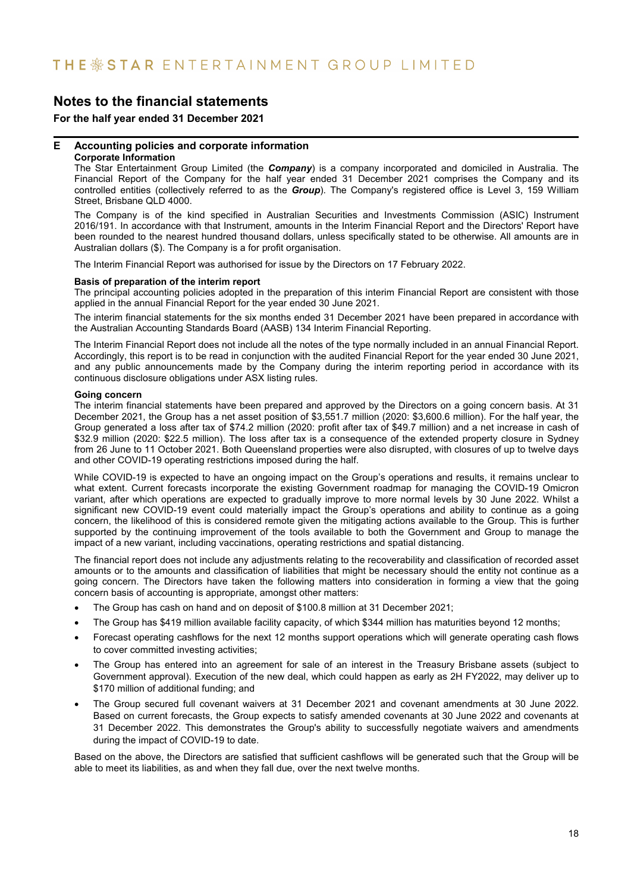# Notes to the financial statements

**For the half year ended 31 December 2021**

## E Accounting policies and corporate information

**Corporate Information**

The Star Entertainment Group Limited (the ***Company***) is a company incorporated and domiciled in Australia. The Financial Report of the Company for the half year ended 31 December 2021 comprises the Company and its controlled entities (collectively referred to as the ***Group***). The Company's registered office is Level 3, 159 William Street, Brisbane QLD 4000.

The Company is of the kind specified in Australian Securities and Investments Commission (ASIC) Instrument 2016/191. In accordance with that Instrument, amounts in the Interim Financial Report and the Directors' Report have been rounded to the nearest hundred thousand dollars, unless specifically stated to be otherwise. All amounts are in Australian dollars ($). The Company is a for profit organisation.

The Interim Financial Report was authorised for issue by the Directors on 17 February 2022.

**Basis of preparation of the interim report**

The principal accounting policies adopted in the preparation of this interim Financial Report are consistent with those applied in the annual Financial Report for the year ended 30 June 2021.

The interim financial statements for the six months ended 31 December 2021 have been prepared in accordance with the Australian Accounting Standards Board (AASB) 134 Interim Financial Reporting.

The Interim Financial Report does not include all the notes of the type normally included in an annual Financial Report. Accordingly, this report is to be read in conjunction with the audited Financial Report for the year ended 30 June 2021, and any public announcements made by the Company during the interim reporting period in accordance with its continuous disclosure obligations under ASX listing rules.

**Going concern**

The interim financial statements have been prepared and approved by the Directors on a going concern basis. At 31 December 2021, the Group has a net asset position of $3,551.7 million (2020: $3,600.6 million). For the half year, the Group generated a loss after tax of $74.2 million (2020: profit after tax of $49.7 million) and a net increase in cash of $32.9 million (2020: $22.5 million). The loss after tax is a consequence of the extended property closure in Sydney from 26 June to 11 October 2021. Both Queensland properties were also disrupted, with closures of up to twelve days and other COVID-19 operating restrictions imposed during the half.

While COVID-19 is expected to have an ongoing impact on the Group's operations and results, it remains unclear to what extent. Current forecasts incorporate the existing Government roadmap for managing the COVID-19 Omicron variant, after which operations are expected to gradually improve to more normal levels by 30 June 2022. Whilst a significant new COVID-19 event could materially impact the Group's operations and ability to continue as a going concern, the likelihood of this is considered remote given the mitigating actions available to the Group. This is further supported by the continuing improvement of the tools available to both the Government and Group to manage the impact of a new variant, including vaccinations, operating restrictions and spatial distancing.

The financial report does not include any adjustments relating to the recoverability and classification of recorded asset amounts or to the amounts and classification of liabilities that might be necessary should the entity not continue as a going concern. The Directors have taken the following matters into consideration in forming a view that the going concern basis of accounting is appropriate, amongst other matters:

- The Group has cash on hand and on deposit of $100.8 million at 31 December 2021;
- The Group has $419 million available facility capacity, of which $344 million has maturities beyond 12 months;
- Forecast operating cashflows for the next 12 months support operations which will generate operating cash flows to cover committed investing activities;
- The Group has entered into an agreement for sale of an interest in the Treasury Brisbane assets (subject to Government approval). Execution of the new deal, which could happen as early as 2H FY2022, may deliver up to $170 million of additional funding; and
- The Group secured full covenant waivers at 31 December 2021 and covenant amendments at 30 June 2022. Based on current forecasts, the Group expects to satisfy amended covenants at 30 June 2022 and covenants at 31 December 2022. This demonstrates the Group's ability to successfully negotiate waivers and amendments during the impact of COVID-19 to date.

Based on the above, the Directors are satisfied that sufficient cashflows will be generated such that the Group will be able to meet its liabilities, as and when they fall due, over the next twelve months.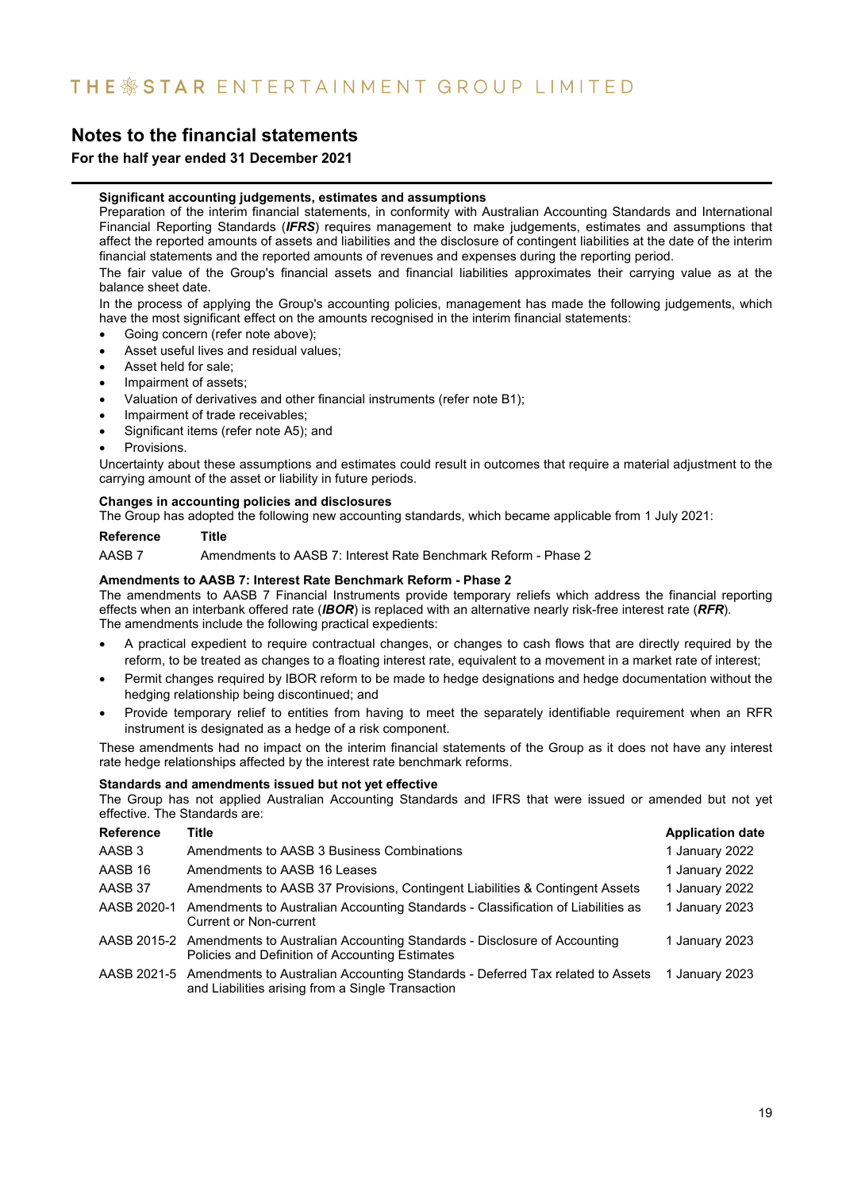## Notes to the financial statements

### For the half year ended 31 December 2021

**Significant accounting judgements, estimates and assumptions**

Preparation of the interim financial statements, in conformity with Australian Accounting Standards and International Financial Reporting Standards (***IFRS***) requires management to make judgements, estimates and assumptions that affect the reported amounts of assets and liabilities and the disclosure of contingent liabilities at the date of the interim financial statements and the reported amounts of revenues and expenses during the reporting period.

The fair value of the Group's financial assets and financial liabilities approximates their carrying value as at the balance sheet date.

In the process of applying the Group's accounting policies, management has made the following judgements, which have the most significant effect on the amounts recognised in the interim financial statements:

- Going concern (refer note above);
- Asset useful lives and residual values;
- Asset held for sale;
- Impairment of assets;
- Valuation of derivatives and other financial instruments (refer note B1);
- Impairment of trade receivables;
- Significant items (refer note A5); and
- Provisions.

Uncertainty about these assumptions and estimates could result in outcomes that require a material adjustment to the carrying amount of the asset or liability in future periods.

**Changes in accounting policies and disclosures**

The Group has adopted the following new accounting standards, which became applicable from 1 July 2021:

| Reference | Title |
|---|---|
| AASB 7 | Amendments to AASB 7: Interest Rate Benchmark Reform - Phase 2 |

**Amendments to AASB 7: Interest Rate Benchmark Reform - Phase 2**

The amendments to AASB 7 Financial Instruments provide temporary reliefs which address the financial reporting effects when an interbank offered rate (***IBOR***) is replaced with an alternative nearly risk-free interest rate (***RFR***).

The amendments include the following practical expedients:

- A practical expedient to require contractual changes, or changes to cash flows that are directly required by the reform, to be treated as changes to a floating interest rate, equivalent to a movement in a market rate of interest;
- Permit changes required by IBOR reform to be made to hedge designations and hedge documentation without the hedging relationship being discontinued; and
- Provide temporary relief to entities from having to meet the separately identifiable requirement when an RFR instrument is designated as a hedge of a risk component.

These amendments had no impact on the interim financial statements of the Group as it does not have any interest rate hedge relationships affected by the interest rate benchmark reforms.

**Standards and amendments issued but not yet effective**

The Group has not applied Australian Accounting Standards and IFRS that were issued or amended but not yet effective. The Standards are:

| Reference | Title | Application date |
|---|---|---|
| AASB 3 | Amendments to AASB 3 Business Combinations | 1 January 2022 |
| AASB 16 | Amendments to AASB 16 Leases | 1 January 2022 |
| AASB 37 | Amendments to AASB 37 Provisions, Contingent Liabilities & Contingent Assets | 1 January 2022 |
| AASB 2020-1 | Amendments to Australian Accounting Standards - Classification of Liabilities as Current or Non-current | 1 January 2023 |
| AASB 2015-2 | Amendments to Australian Accounting Standards - Disclosure of Accounting Policies and Definition of Accounting Estimates | 1 January 2023 |
| AASB 2021-5 | Amendments to Australian Accounting Standards - Deferred Tax related to Assets and Liabilities arising from a Single Transaction | 1 January 2023 |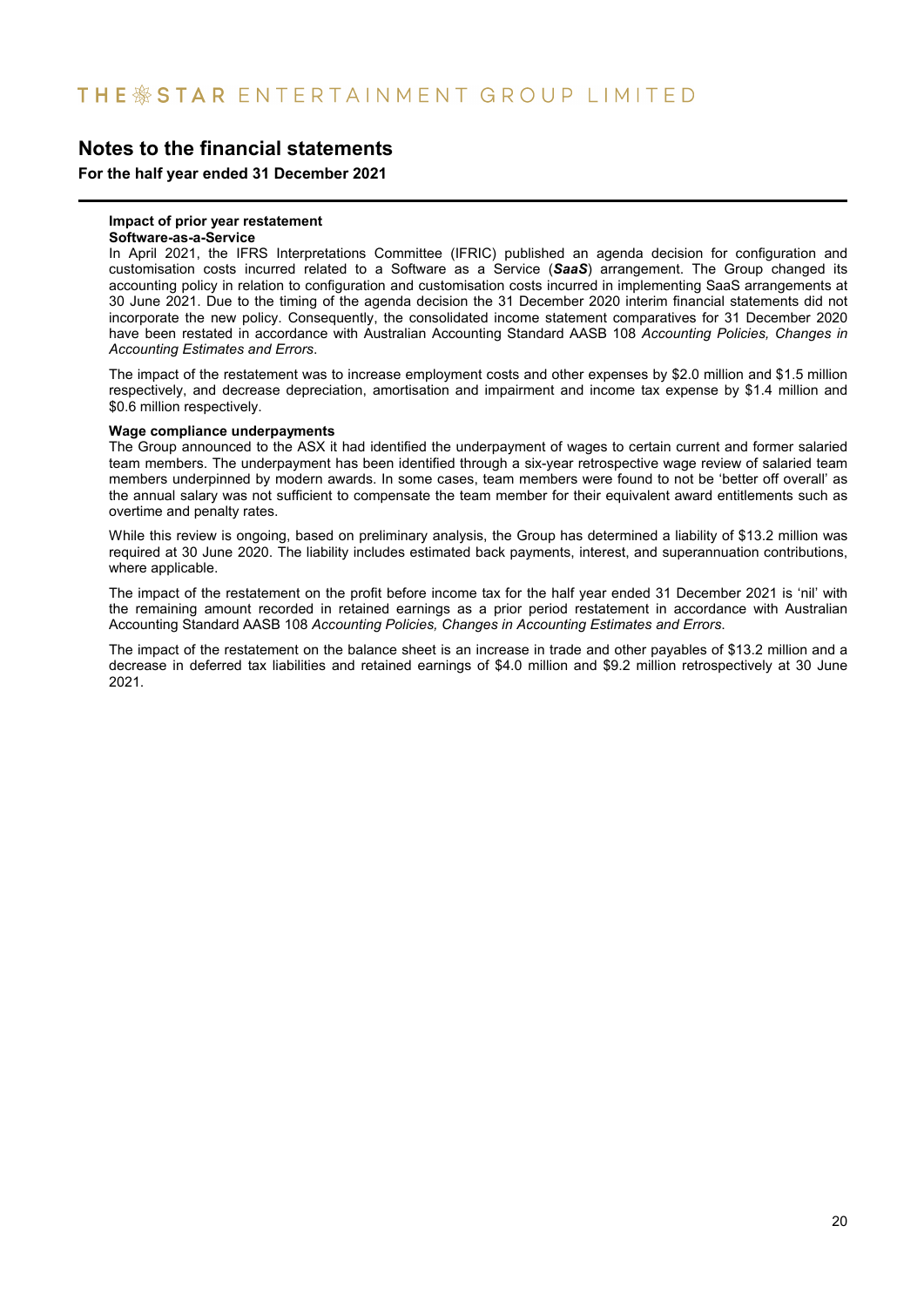# Notes to the financial statements

**For the half year ended 31 December 2021**

**Impact of prior year restatement**

**Software-as-a-Service**

In April 2021, the IFRS Interpretations Committee (IFRIC) published an agenda decision for configuration and customisation costs incurred related to a Software as a Service (***SaaS***) arrangement. The Group changed its accounting policy in relation to configuration and customisation costs incurred in implementing SaaS arrangements at 30 June 2021. Due to the timing of the agenda decision the 31 December 2020 interim financial statements did not incorporate the new policy. Consequently, the consolidated income statement comparatives for 31 December 2020 have been restated in accordance with Australian Accounting Standard AASB 108 *Accounting Policies, Changes in Accounting Estimates and Errors*.

The impact of the restatement was to increase employment costs and other expenses by $2.0 million and $1.5 million respectively, and decrease depreciation, amortisation and impairment and income tax expense by $1.4 million and $0.6 million respectively.

**Wage compliance underpayments**

The Group announced to the ASX it had identified the underpayment of wages to certain current and former salaried team members. The underpayment has been identified through a six-year retrospective wage review of salaried team members underpinned by modern awards. In some cases, team members were found to not be 'better off overall' as the annual salary was not sufficient to compensate the team member for their equivalent award entitlements such as overtime and penalty rates.

While this review is ongoing, based on preliminary analysis, the Group has determined a liability of $13.2 million was required at 30 June 2020. The liability includes estimated back payments, interest, and superannuation contributions, where applicable.

The impact of the restatement on the profit before income tax for the half year ended 31 December 2021 is 'nil' with the remaining amount recorded in retained earnings as a prior period restatement in accordance with Australian Accounting Standard AASB 108 *Accounting Policies, Changes in Accounting Estimates and Errors*.

The impact of the restatement on the balance sheet is an increase in trade and other payables of $13.2 million and a decrease in deferred tax liabilities and retained earnings of $4.0 million and $9.2 million retrospectively at 30 June 2021.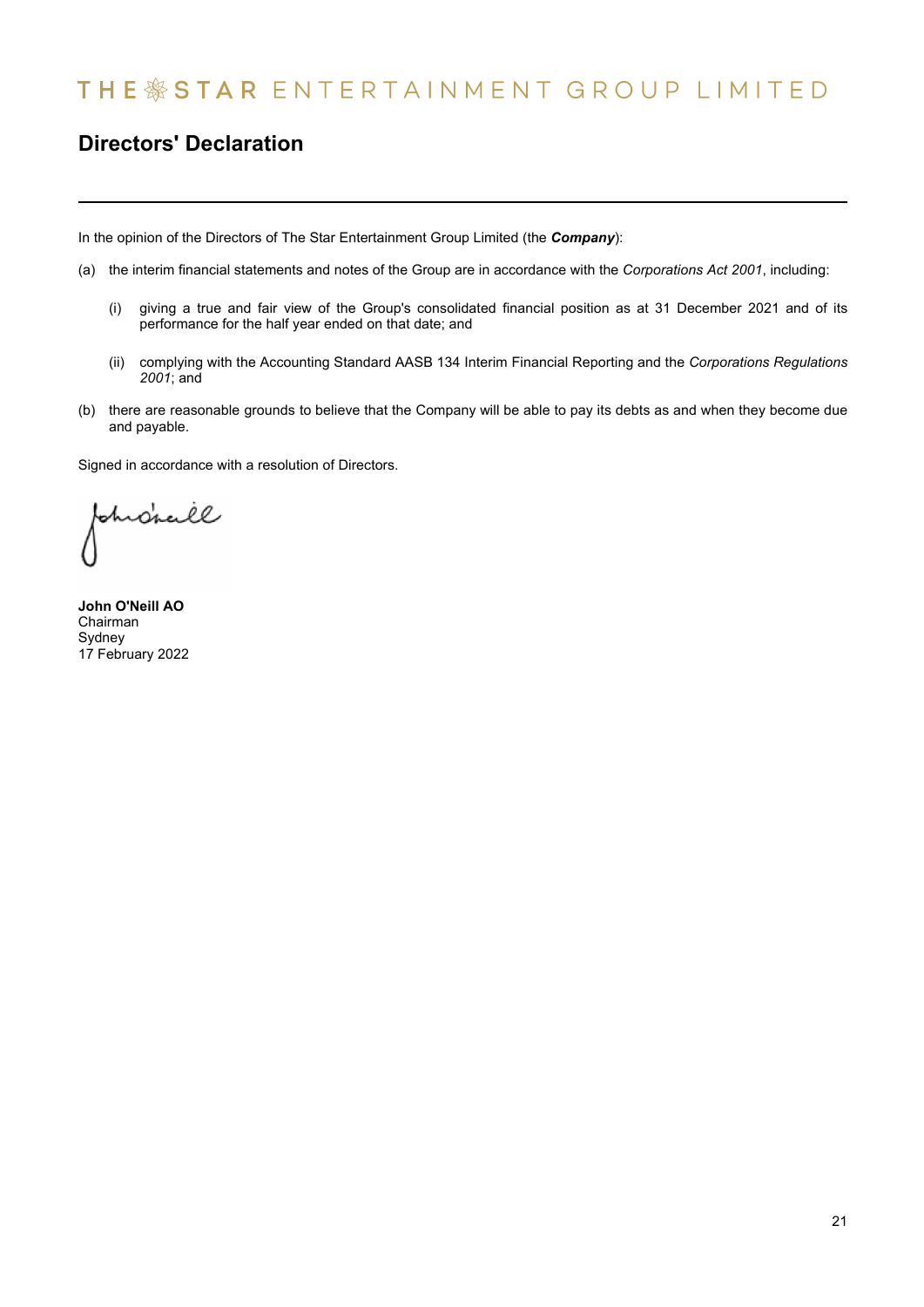## Directors' Declaration

In the opinion of the Directors of The Star Entertainment Group Limited (the ***Company***):

(a) the interim financial statements and notes of the Group are in accordance with the *Corporations Act 2001*, including:

  (i) giving a true and fair view of the Group's consolidated financial position as at 31 December 2021 and of its performance for the half year ended on that date; and

  (ii) complying with the Accounting Standard AASB 134 Interim Financial Reporting and the *Corporations Regulations 2001*; and

(b) there are reasonable grounds to believe that the Company will be able to pay its debts as and when they become due and payable.

Signed in accordance with a resolution of Directors.

**John O'Neill AO**
Chairman
Sydney
17 February 2022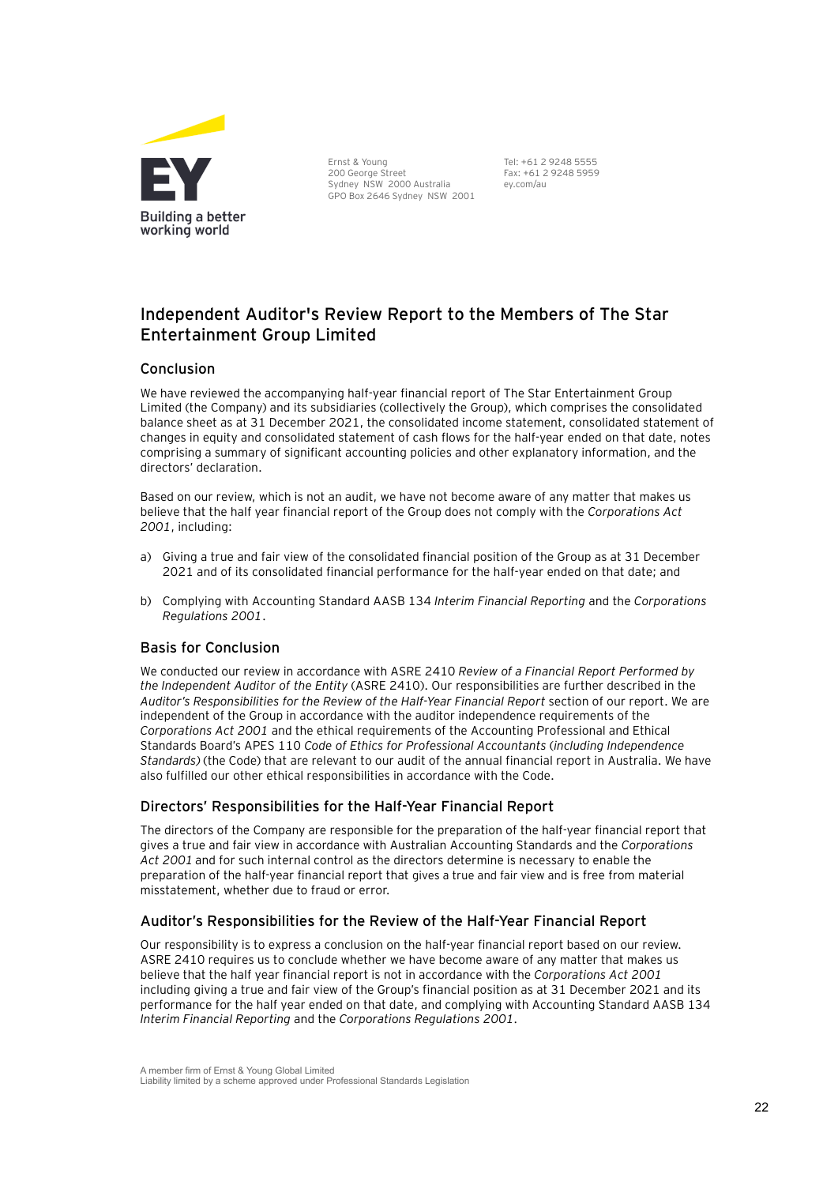Ernst & Young
200 George Street
Sydney NSW 2000 Australia
GPO Box 2646 Sydney NSW 2001

Tel: +61 2 9248 5555
Fax: +61 2 9248 5959
ey.com/au

# Independent Auditor's Review Report to the Members of The Star Entertainment Group Limited

## Conclusion

We have reviewed the accompanying half-year financial report of The Star Entertainment Group Limited (the Company) and its subsidiaries (collectively the Group), which comprises the consolidated balance sheet as at 31 December 2021, the consolidated income statement, consolidated statement of changes in equity and consolidated statement of cash flows for the half-year ended on that date, notes comprising a summary of significant accounting policies and other explanatory information, and the directors' declaration.

Based on our review, which is not an audit, we have not become aware of any matter that makes us believe that the half year financial report of the Group does not comply with the *Corporations Act 2001*, including:

a) Giving a true and fair view of the consolidated financial position of the Group as at 31 December 2021 and of its consolidated financial performance for the half-year ended on that date; and

b) Complying with Accounting Standard AASB 134 *Interim Financial Reporting* and the *Corporations Regulations 2001*.

## Basis for Conclusion

We conducted our review in accordance with ASRE 2410 *Review of a Financial Report Performed by the Independent Auditor of the Entity* (ASRE 2410). Our responsibilities are further described in the *Auditor's Responsibilities for the Review of the Half-Year Financial Report* section of our report. We are independent of the Group in accordance with the auditor independence requirements of the *Corporations Act 2001* and the ethical requirements of the Accounting Professional and Ethical Standards Board's APES 110 *Code of Ethics for Professional Accountants (including Independence Standards)* (the Code) that are relevant to our audit of the annual financial report in Australia. We have also fulfilled our other ethical responsibilities in accordance with the Code.

## Directors' Responsibilities for the Half-Year Financial Report

The directors of the Company are responsible for the preparation of the half-year financial report that gives a true and fair view in accordance with Australian Accounting Standards and the *Corporations Act 2001* and for such internal control as the directors determine is necessary to enable the preparation of the half-year financial report that gives a true and fair view and is free from material misstatement, whether due to fraud or error.

## Auditor's Responsibilities for the Review of the Half-Year Financial Report

Our responsibility is to express a conclusion on the half-year financial report based on our review. ASRE 2410 requires us to conclude whether we have become aware of any matter that makes us believe that the half year financial report is not in accordance with the *Corporations Act 2001* including giving a true and fair view of the Group's financial position as at 31 December 2021 and its performance for the half year ended on that date, and complying with Accounting Standard AASB 134 *Interim Financial Reporting* and the *Corporations Regulations 2001*.

A member firm of Ernst & Young Global Limited
Liability limited by a scheme approved under Professional Standards Legislation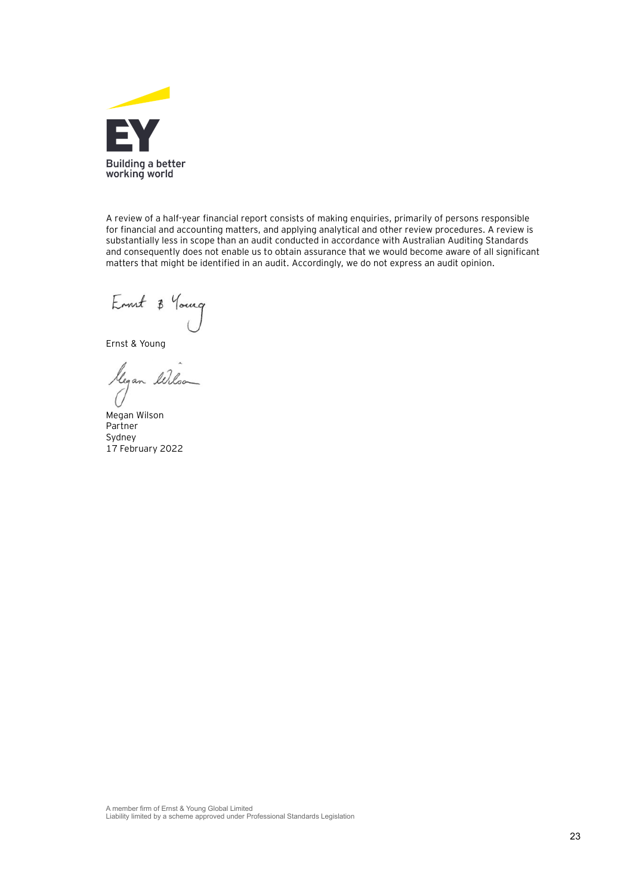A review of a half-year financial report consists of making enquiries, primarily of persons responsible for financial and accounting matters, and applying analytical and other review procedures. A review is substantially less in scope than an audit conducted in accordance with Australian Auditing Standards and consequently does not enable us to obtain assurance that we would become aware of all significant matters that might be identified in an audit. Accordingly, we do not express an audit opinion.

Ernst & Young

Megan Wilson
Partner
Sydney
17 February 2022

A member firm of Ernst & Young Global Limited
Liability limited by a scheme approved under Professional Standards Legislation